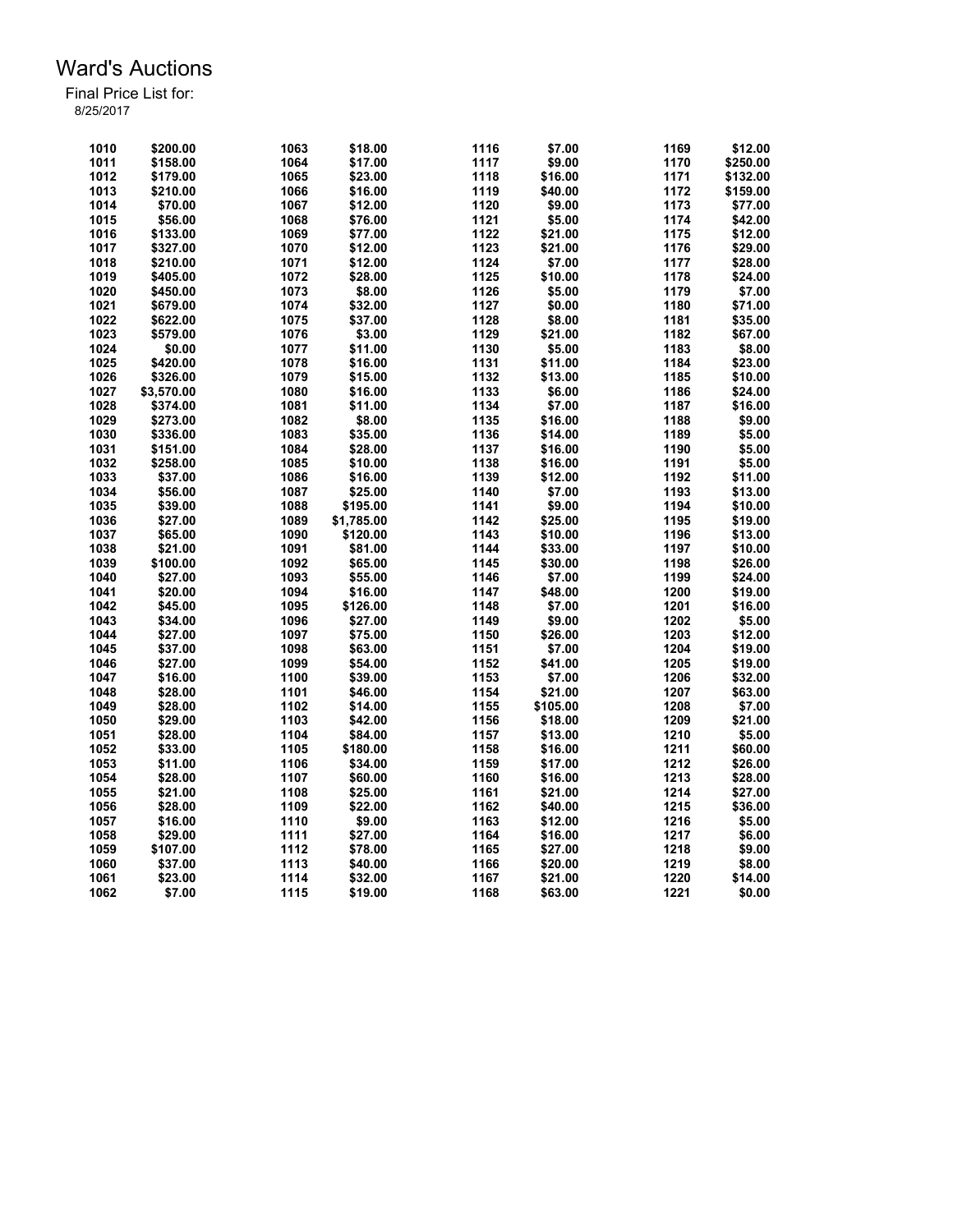# Ward's Auctions

Final Price List for:
8/25/2017

| Lot | Price | Lot | Price | Lot | Price | Lot | Price |
|---|---|---|---|---|---|---|---|
| 1010 | $200.00 | 1063 | $18.00 | 1116 | $7.00 | 1169 | $12.00 |
| 1011 | $158.00 | 1064 | $17.00 | 1117 | $9.00 | 1170 | $250.00 |
| 1012 | $179.00 | 1065 | $23.00 | 1118 | $16.00 | 1171 | $132.00 |
| 1013 | $210.00 | 1066 | $16.00 | 1119 | $40.00 | 1172 | $159.00 |
| 1014 | $70.00 | 1067 | $12.00 | 1120 | $9.00 | 1173 | $77.00 |
| 1015 | $56.00 | 1068 | $76.00 | 1121 | $5.00 | 1174 | $42.00 |
| 1016 | $133.00 | 1069 | $77.00 | 1122 | $21.00 | 1175 | $12.00 |
| 1017 | $327.00 | 1070 | $12.00 | 1123 | $21.00 | 1176 | $29.00 |
| 1018 | $210.00 | 1071 | $12.00 | 1124 | $7.00 | 1177 | $28.00 |
| 1019 | $405.00 | 1072 | $28.00 | 1125 | $10.00 | 1178 | $24.00 |
| 1020 | $450.00 | 1073 | $8.00 | 1126 | $5.00 | 1179 | $7.00 |
| 1021 | $679.00 | 1074 | $32.00 | 1127 | $0.00 | 1180 | $71.00 |
| 1022 | $622.00 | 1075 | $37.00 | 1128 | $8.00 | 1181 | $35.00 |
| 1023 | $579.00 | 1076 | $3.00 | 1129 | $21.00 | 1182 | $67.00 |
| 1024 | $0.00 | 1077 | $11.00 | 1130 | $5.00 | 1183 | $8.00 |
| 1025 | $420.00 | 1078 | $16.00 | 1131 | $11.00 | 1184 | $23.00 |
| 1026 | $326.00 | 1079 | $15.00 | 1132 | $13.00 | 1185 | $10.00 |
| 1027 | $3,570.00 | 1080 | $16.00 | 1133 | $6.00 | 1186 | $24.00 |
| 1028 | $374.00 | 1081 | $11.00 | 1134 | $7.00 | 1187 | $16.00 |
| 1029 | $273.00 | 1082 | $8.00 | 1135 | $16.00 | 1188 | $9.00 |
| 1030 | $336.00 | 1083 | $35.00 | 1136 | $14.00 | 1189 | $5.00 |
| 1031 | $151.00 | 1084 | $28.00 | 1137 | $16.00 | 1190 | $5.00 |
| 1032 | $258.00 | 1085 | $10.00 | 1138 | $16.00 | 1191 | $5.00 |
| 1033 | $37.00 | 1086 | $16.00 | 1139 | $12.00 | 1192 | $11.00 |
| 1034 | $56.00 | 1087 | $25.00 | 1140 | $7.00 | 1193 | $13.00 |
| 1035 | $39.00 | 1088 | $195.00 | 1141 | $9.00 | 1194 | $10.00 |
| 1036 | $27.00 | 1089 | $1,785.00 | 1142 | $25.00 | 1195 | $19.00 |
| 1037 | $65.00 | 1090 | $120.00 | 1143 | $10.00 | 1196 | $13.00 |
| 1038 | $21.00 | 1091 | $81.00 | 1144 | $33.00 | 1197 | $10.00 |
| 1039 | $100.00 | 1092 | $65.00 | 1145 | $30.00 | 1198 | $26.00 |
| 1040 | $27.00 | 1093 | $55.00 | 1146 | $7.00 | 1199 | $24.00 |
| 1041 | $20.00 | 1094 | $16.00 | 1147 | $48.00 | 1200 | $19.00 |
| 1042 | $45.00 | 1095 | $126.00 | 1148 | $7.00 | 1201 | $16.00 |
| 1043 | $34.00 | 1096 | $27.00 | 1149 | $9.00 | 1202 | $5.00 |
| 1044 | $27.00 | 1097 | $75.00 | 1150 | $26.00 | 1203 | $12.00 |
| 1045 | $37.00 | 1098 | $63.00 | 1151 | $7.00 | 1204 | $19.00 |
| 1046 | $27.00 | 1099 | $54.00 | 1152 | $41.00 | 1205 | $19.00 |
| 1047 | $16.00 | 1100 | $39.00 | 1153 | $7.00 | 1206 | $32.00 |
| 1048 | $28.00 | 1101 | $46.00 | 1154 | $21.00 | 1207 | $63.00 |
| 1049 | $28.00 | 1102 | $14.00 | 1155 | $105.00 | 1208 | $7.00 |
| 1050 | $29.00 | 1103 | $42.00 | 1156 | $18.00 | 1209 | $21.00 |
| 1051 | $28.00 | 1104 | $84.00 | 1157 | $13.00 | 1210 | $5.00 |
| 1052 | $33.00 | 1105 | $180.00 | 1158 | $16.00 | 1211 | $60.00 |
| 1053 | $11.00 | 1106 | $34.00 | 1159 | $17.00 | 1212 | $26.00 |
| 1054 | $28.00 | 1107 | $60.00 | 1160 | $16.00 | 1213 | $28.00 |
| 1055 | $21.00 | 1108 | $25.00 | 1161 | $21.00 | 1214 | $27.00 |
| 1056 | $28.00 | 1109 | $22.00 | 1162 | $40.00 | 1215 | $36.00 |
| 1057 | $16.00 | 1110 | $9.00 | 1163 | $12.00 | 1216 | $5.00 |
| 1058 | $29.00 | 1111 | $27.00 | 1164 | $16.00 | 1217 | $6.00 |
| 1059 | $107.00 | 1112 | $78.00 | 1165 | $27.00 | 1218 | $9.00 |
| 1060 | $37.00 | 1113 | $40.00 | 1166 | $20.00 | 1219 | $8.00 |
| 1061 | $23.00 | 1114 | $32.00 | 1167 | $21.00 | 1220 | $14.00 |
| 1062 | $7.00 | 1115 | $19.00 | 1168 | $63.00 | 1221 | $0.00 |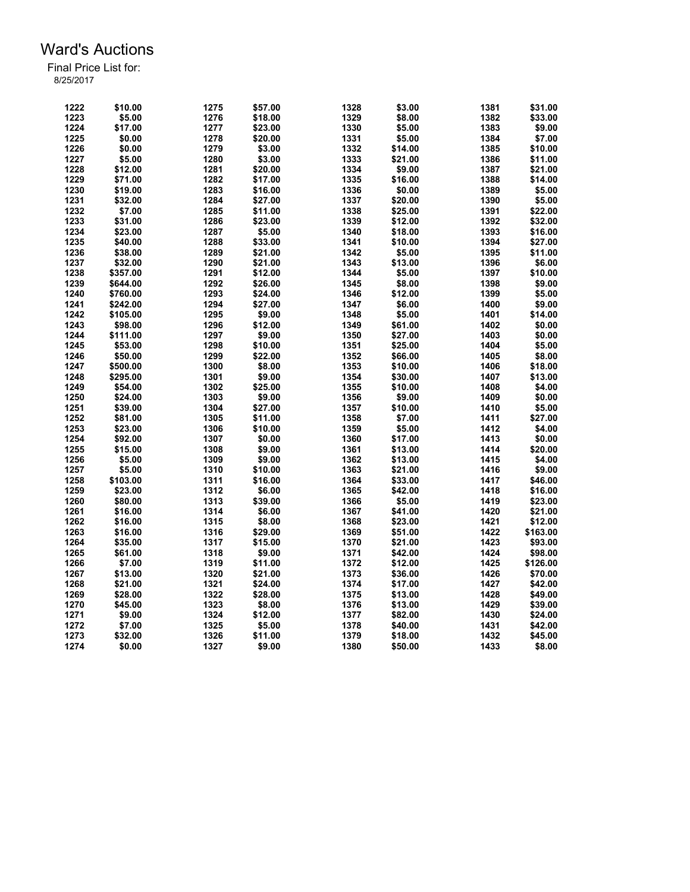# Ward's Auctions

Final Price List for:
8/25/2017

| Lot | Price | Lot | Price | Lot | Price | Lot | Price |
|---|---|---|---|---|---|---|---|
| 1222 | $10.00 | 1275 | $57.00 | 1328 | $3.00 | 1381 | $31.00 |
| 1223 | $5.00 | 1276 | $18.00 | 1329 | $8.00 | 1382 | $33.00 |
| 1224 | $17.00 | 1277 | $23.00 | 1330 | $5.00 | 1383 | $9.00 |
| 1225 | $0.00 | 1278 | $20.00 | 1331 | $5.00 | 1384 | $7.00 |
| 1226 | $0.00 | 1279 | $3.00 | 1332 | $14.00 | 1385 | $10.00 |
| 1227 | $5.00 | 1280 | $3.00 | 1333 | $21.00 | 1386 | $11.00 |
| 1228 | $12.00 | 1281 | $20.00 | 1334 | $9.00 | 1387 | $21.00 |
| 1229 | $71.00 | 1282 | $17.00 | 1335 | $16.00 | 1388 | $14.00 |
| 1230 | $19.00 | 1283 | $16.00 | 1336 | $0.00 | 1389 | $5.00 |
| 1231 | $32.00 | 1284 | $27.00 | 1337 | $20.00 | 1390 | $5.00 |
| 1232 | $7.00 | 1285 | $11.00 | 1338 | $25.00 | 1391 | $22.00 |
| 1233 | $31.00 | 1286 | $23.00 | 1339 | $12.00 | 1392 | $32.00 |
| 1234 | $23.00 | 1287 | $5.00 | 1340 | $18.00 | 1393 | $16.00 |
| 1235 | $40.00 | 1288 | $33.00 | 1341 | $10.00 | 1394 | $27.00 |
| 1236 | $38.00 | 1289 | $21.00 | 1342 | $5.00 | 1395 | $11.00 |
| 1237 | $32.00 | 1290 | $21.00 | 1343 | $13.00 | 1396 | $6.00 |
| 1238 | $357.00 | 1291 | $12.00 | 1344 | $5.00 | 1397 | $10.00 |
| 1239 | $644.00 | 1292 | $26.00 | 1345 | $8.00 | 1398 | $9.00 |
| 1240 | $760.00 | 1293 | $24.00 | 1346 | $12.00 | 1399 | $5.00 |
| 1241 | $242.00 | 1294 | $27.00 | 1347 | $6.00 | 1400 | $9.00 |
| 1242 | $105.00 | 1295 | $9.00 | 1348 | $5.00 | 1401 | $14.00 |
| 1243 | $98.00 | 1296 | $12.00 | 1349 | $61.00 | 1402 | $0.00 |
| 1244 | $111.00 | 1297 | $9.00 | 1350 | $27.00 | 1403 | $0.00 |
| 1245 | $53.00 | 1298 | $10.00 | 1351 | $25.00 | 1404 | $5.00 |
| 1246 | $50.00 | 1299 | $22.00 | 1352 | $66.00 | 1405 | $8.00 |
| 1247 | $500.00 | 1300 | $8.00 | 1353 | $10.00 | 1406 | $18.00 |
| 1248 | $295.00 | 1301 | $9.00 | 1354 | $30.00 | 1407 | $13.00 |
| 1249 | $54.00 | 1302 | $25.00 | 1355 | $10.00 | 1408 | $4.00 |
| 1250 | $24.00 | 1303 | $9.00 | 1356 | $9.00 | 1409 | $0.00 |
| 1251 | $39.00 | 1304 | $27.00 | 1357 | $10.00 | 1410 | $5.00 |
| 1252 | $81.00 | 1305 | $11.00 | 1358 | $7.00 | 1411 | $27.00 |
| 1253 | $23.00 | 1306 | $10.00 | 1359 | $5.00 | 1412 | $4.00 |
| 1254 | $92.00 | 1307 | $0.00 | 1360 | $17.00 | 1413 | $0.00 |
| 1255 | $15.00 | 1308 | $9.00 | 1361 | $13.00 | 1414 | $20.00 |
| 1256 | $5.00 | 1309 | $9.00 | 1362 | $13.00 | 1415 | $4.00 |
| 1257 | $5.00 | 1310 | $10.00 | 1363 | $21.00 | 1416 | $9.00 |
| 1258 | $103.00 | 1311 | $16.00 | 1364 | $33.00 | 1417 | $46.00 |
| 1259 | $23.00 | 1312 | $6.00 | 1365 | $42.00 | 1418 | $16.00 |
| 1260 | $80.00 | 1313 | $39.00 | 1366 | $5.00 | 1419 | $23.00 |
| 1261 | $16.00 | 1314 | $6.00 | 1367 | $41.00 | 1420 | $21.00 |
| 1262 | $16.00 | 1315 | $8.00 | 1368 | $23.00 | 1421 | $12.00 |
| 1263 | $16.00 | 1316 | $29.00 | 1369 | $51.00 | 1422 | $163.00 |
| 1264 | $35.00 | 1317 | $15.00 | 1370 | $21.00 | 1423 | $93.00 |
| 1265 | $61.00 | 1318 | $9.00 | 1371 | $42.00 | 1424 | $98.00 |
| 1266 | $7.00 | 1319 | $11.00 | 1372 | $12.00 | 1425 | $126.00 |
| 1267 | $13.00 | 1320 | $21.00 | 1373 | $36.00 | 1426 | $70.00 |
| 1268 | $21.00 | 1321 | $24.00 | 1374 | $17.00 | 1427 | $42.00 |
| 1269 | $28.00 | 1322 | $28.00 | 1375 | $13.00 | 1428 | $49.00 |
| 1270 | $45.00 | 1323 | $8.00 | 1376 | $13.00 | 1429 | $39.00 |
| 1271 | $9.00 | 1324 | $12.00 | 1377 | $82.00 | 1430 | $24.00 |
| 1272 | $7.00 | 1325 | $5.00 | 1378 | $40.00 | 1431 | $42.00 |
| 1273 | $32.00 | 1326 | $11.00 | 1379 | $18.00 | 1432 | $45.00 |
| 1274 | $0.00 | 1327 | $9.00 | 1380 | $50.00 | 1433 | $8.00 |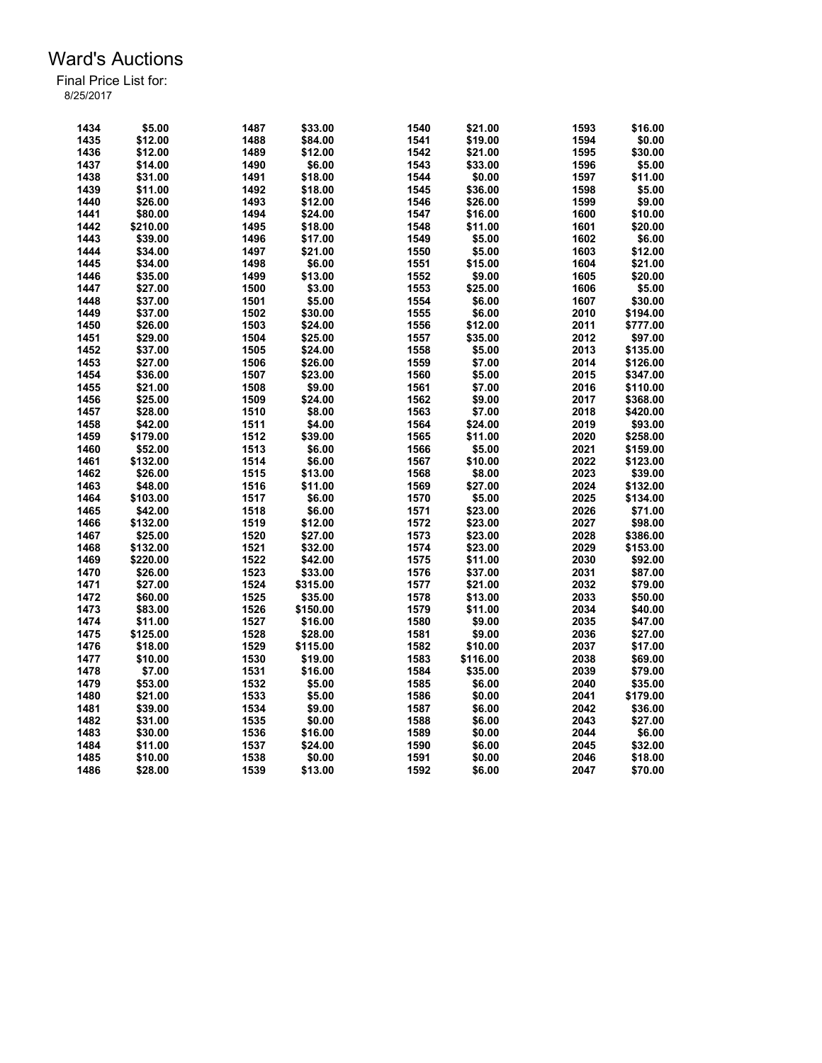# Ward's Auctions

Final Price List for:
8/25/2017

| Lot | Price | Lot | Price | Lot | Price | Lot | Price |
|---|---|---|---|---|---|---|---|
| 1434 | $5.00 | 1487 | $33.00 | 1540 | $21.00 | 1593 | $16.00 |
| 1435 | $12.00 | 1488 | $84.00 | 1541 | $19.00 | 1594 | $0.00 |
| 1436 | $12.00 | 1489 | $12.00 | 1542 | $21.00 | 1595 | $30.00 |
| 1437 | $14.00 | 1490 | $6.00 | 1543 | $33.00 | 1596 | $5.00 |
| 1438 | $31.00 | 1491 | $18.00 | 1544 | $0.00 | 1597 | $11.00 |
| 1439 | $11.00 | 1492 | $18.00 | 1545 | $36.00 | 1598 | $5.00 |
| 1440 | $26.00 | 1493 | $12.00 | 1546 | $26.00 | 1599 | $9.00 |
| 1441 | $80.00 | 1494 | $24.00 | 1547 | $16.00 | 1600 | $10.00 |
| 1442 | $210.00 | 1495 | $18.00 | 1548 | $11.00 | 1601 | $20.00 |
| 1443 | $39.00 | 1496 | $17.00 | 1549 | $5.00 | 1602 | $6.00 |
| 1444 | $34.00 | 1497 | $21.00 | 1550 | $5.00 | 1603 | $12.00 |
| 1445 | $34.00 | 1498 | $6.00 | 1551 | $15.00 | 1604 | $21.00 |
| 1446 | $35.00 | 1499 | $13.00 | 1552 | $9.00 | 1605 | $20.00 |
| 1447 | $27.00 | 1500 | $3.00 | 1553 | $25.00 | 1606 | $5.00 |
| 1448 | $37.00 | 1501 | $5.00 | 1554 | $6.00 | 1607 | $30.00 |
| 1449 | $37.00 | 1502 | $30.00 | 1555 | $6.00 | 2010 | $194.00 |
| 1450 | $26.00 | 1503 | $24.00 | 1556 | $12.00 | 2011 | $777.00 |
| 1451 | $29.00 | 1504 | $25.00 | 1557 | $35.00 | 2012 | $97.00 |
| 1452 | $37.00 | 1505 | $24.00 | 1558 | $5.00 | 2013 | $135.00 |
| 1453 | $27.00 | 1506 | $26.00 | 1559 | $7.00 | 2014 | $126.00 |
| 1454 | $36.00 | 1507 | $23.00 | 1560 | $5.00 | 2015 | $347.00 |
| 1455 | $21.00 | 1508 | $9.00 | 1561 | $7.00 | 2016 | $110.00 |
| 1456 | $25.00 | 1509 | $24.00 | 1562 | $9.00 | 2017 | $368.00 |
| 1457 | $28.00 | 1510 | $8.00 | 1563 | $7.00 | 2018 | $420.00 |
| 1458 | $42.00 | 1511 | $4.00 | 1564 | $24.00 | 2019 | $93.00 |
| 1459 | $179.00 | 1512 | $39.00 | 1565 | $11.00 | 2020 | $258.00 |
| 1460 | $52.00 | 1513 | $6.00 | 1566 | $5.00 | 2021 | $159.00 |
| 1461 | $132.00 | 1514 | $6.00 | 1567 | $10.00 | 2022 | $123.00 |
| 1462 | $26.00 | 1515 | $13.00 | 1568 | $8.00 | 2023 | $39.00 |
| 1463 | $48.00 | 1516 | $11.00 | 1569 | $27.00 | 2024 | $132.00 |
| 1464 | $103.00 | 1517 | $6.00 | 1570 | $5.00 | 2025 | $134.00 |
| 1465 | $42.00 | 1518 | $6.00 | 1571 | $23.00 | 2026 | $71.00 |
| 1466 | $132.00 | 1519 | $12.00 | 1572 | $23.00 | 2027 | $98.00 |
| 1467 | $25.00 | 1520 | $27.00 | 1573 | $23.00 | 2028 | $386.00 |
| 1468 | $132.00 | 1521 | $32.00 | 1574 | $23.00 | 2029 | $153.00 |
| 1469 | $220.00 | 1522 | $42.00 | 1575 | $11.00 | 2030 | $92.00 |
| 1470 | $26.00 | 1523 | $33.00 | 1576 | $37.00 | 2031 | $87.00 |
| 1471 | $27.00 | 1524 | $315.00 | 1577 | $21.00 | 2032 | $79.00 |
| 1472 | $60.00 | 1525 | $35.00 | 1578 | $13.00 | 2033 | $50.00 |
| 1473 | $83.00 | 1526 | $150.00 | 1579 | $11.00 | 2034 | $40.00 |
| 1474 | $11.00 | 1527 | $16.00 | 1580 | $9.00 | 2035 | $47.00 |
| 1475 | $125.00 | 1528 | $28.00 | 1581 | $9.00 | 2036 | $27.00 |
| 1476 | $18.00 | 1529 | $115.00 | 1582 | $10.00 | 2037 | $17.00 |
| 1477 | $10.00 | 1530 | $19.00 | 1583 | $116.00 | 2038 | $69.00 |
| 1478 | $7.00 | 1531 | $16.00 | 1584 | $35.00 | 2039 | $79.00 |
| 1479 | $53.00 | 1532 | $5.00 | 1585 | $6.00 | 2040 | $35.00 |
| 1480 | $21.00 | 1533 | $5.00 | 1586 | $0.00 | 2041 | $179.00 |
| 1481 | $39.00 | 1534 | $9.00 | 1587 | $6.00 | 2042 | $36.00 |
| 1482 | $31.00 | 1535 | $0.00 | 1588 | $6.00 | 2043 | $27.00 |
| 1483 | $30.00 | 1536 | $16.00 | 1589 | $0.00 | 2044 | $6.00 |
| 1484 | $11.00 | 1537 | $24.00 | 1590 | $6.00 | 2045 | $32.00 |
| 1485 | $10.00 | 1538 | $0.00 | 1591 | $0.00 | 2046 | $18.00 |
| 1486 | $28.00 | 1539 | $13.00 | 1592 | $6.00 | 2047 | $70.00 |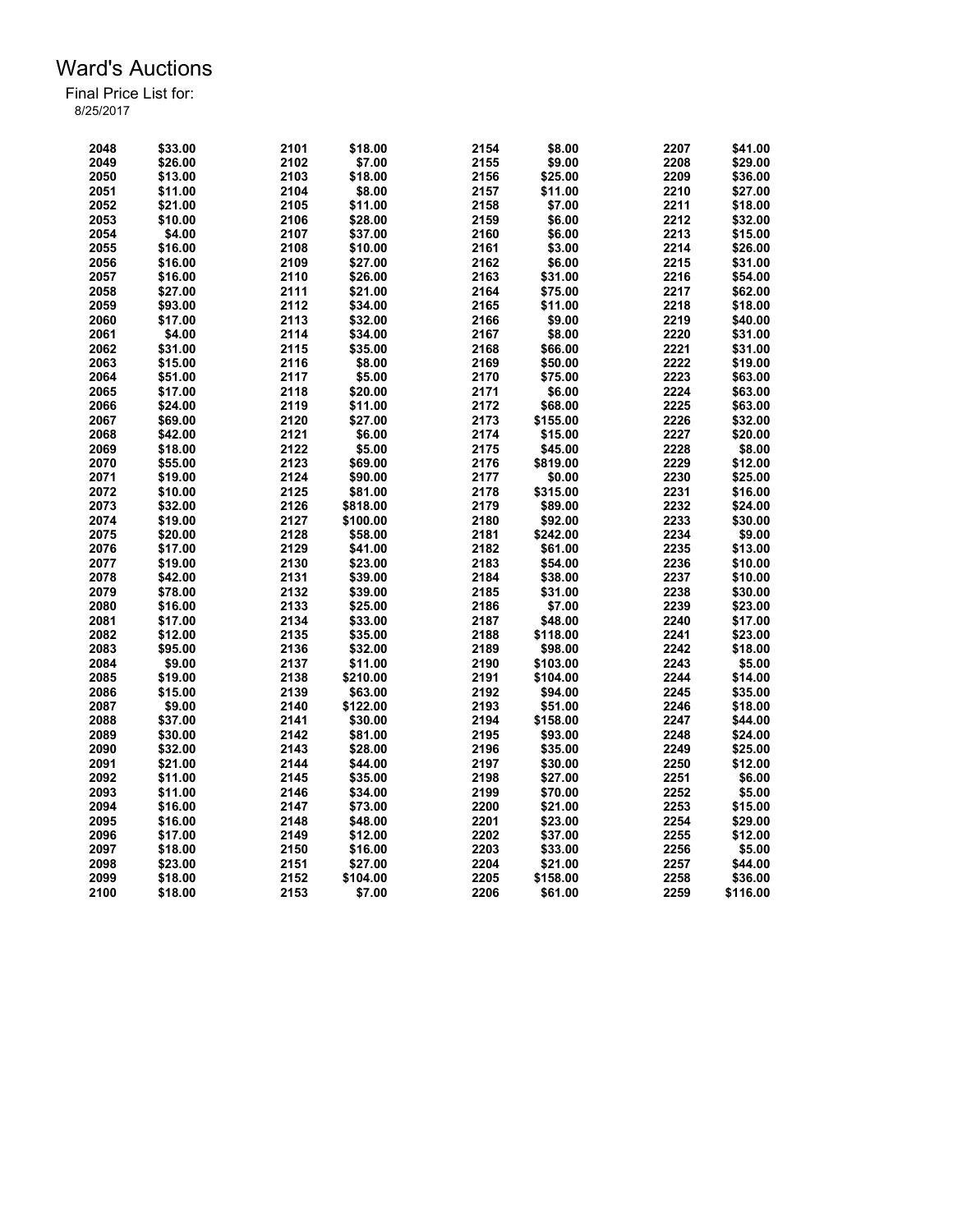# Ward's Auctions

Final Price List for:
8/25/2017

| Lot | Price | Lot | Price | Lot | Price | Lot | Price |
|---|---|---|---|---|---|---|---|
| 2048 | $33.00 | 2101 | $18.00 | 2154 | $8.00 | 2207 | $41.00 |
| 2049 | $26.00 | 2102 | $7.00 | 2155 | $9.00 | 2208 | $29.00 |
| 2050 | $13.00 | 2103 | $18.00 | 2156 | $25.00 | 2209 | $36.00 |
| 2051 | $11.00 | 2104 | $8.00 | 2157 | $11.00 | 2210 | $27.00 |
| 2052 | $21.00 | 2105 | $11.00 | 2158 | $7.00 | 2211 | $18.00 |
| 2053 | $10.00 | 2106 | $28.00 | 2159 | $6.00 | 2212 | $32.00 |
| 2054 | $4.00 | 2107 | $37.00 | 2160 | $6.00 | 2213 | $15.00 |
| 2055 | $16.00 | 2108 | $10.00 | 2161 | $3.00 | 2214 | $26.00 |
| 2056 | $16.00 | 2109 | $27.00 | 2162 | $6.00 | 2215 | $31.00 |
| 2057 | $16.00 | 2110 | $26.00 | 2163 | $31.00 | 2216 | $54.00 |
| 2058 | $27.00 | 2111 | $21.00 | 2164 | $75.00 | 2217 | $62.00 |
| 2059 | $93.00 | 2112 | $34.00 | 2165 | $11.00 | 2218 | $18.00 |
| 2060 | $17.00 | 2113 | $32.00 | 2166 | $9.00 | 2219 | $40.00 |
| 2061 | $4.00 | 2114 | $34.00 | 2167 | $8.00 | 2220 | $31.00 |
| 2062 | $31.00 | 2115 | $35.00 | 2168 | $66.00 | 2221 | $31.00 |
| 2063 | $15.00 | 2116 | $8.00 | 2169 | $50.00 | 2222 | $19.00 |
| 2064 | $51.00 | 2117 | $5.00 | 2170 | $75.00 | 2223 | $63.00 |
| 2065 | $17.00 | 2118 | $20.00 | 2171 | $6.00 | 2224 | $63.00 |
| 2066 | $24.00 | 2119 | $11.00 | 2172 | $68.00 | 2225 | $63.00 |
| 2067 | $69.00 | 2120 | $27.00 | 2173 | $155.00 | 2226 | $32.00 |
| 2068 | $42.00 | 2121 | $6.00 | 2174 | $15.00 | 2227 | $20.00 |
| 2069 | $18.00 | 2122 | $5.00 | 2175 | $45.00 | 2228 | $8.00 |
| 2070 | $55.00 | 2123 | $69.00 | 2176 | $819.00 | 2229 | $12.00 |
| 2071 | $19.00 | 2124 | $90.00 | 2177 | $0.00 | 2230 | $25.00 |
| 2072 | $10.00 | 2125 | $81.00 | 2178 | $315.00 | 2231 | $16.00 |
| 2073 | $32.00 | 2126 | $818.00 | 2179 | $89.00 | 2232 | $24.00 |
| 2074 | $19.00 | 2127 | $100.00 | 2180 | $92.00 | 2233 | $30.00 |
| 2075 | $20.00 | 2128 | $58.00 | 2181 | $242.00 | 2234 | $9.00 |
| 2076 | $17.00 | 2129 | $41.00 | 2182 | $61.00 | 2235 | $13.00 |
| 2077 | $19.00 | 2130 | $23.00 | 2183 | $54.00 | 2236 | $10.00 |
| 2078 | $42.00 | 2131 | $39.00 | 2184 | $38.00 | 2237 | $10.00 |
| 2079 | $78.00 | 2132 | $39.00 | 2185 | $31.00 | 2238 | $30.00 |
| 2080 | $16.00 | 2133 | $25.00 | 2186 | $7.00 | 2239 | $23.00 |
| 2081 | $17.00 | 2134 | $33.00 | 2187 | $48.00 | 2240 | $17.00 |
| 2082 | $12.00 | 2135 | $35.00 | 2188 | $118.00 | 2241 | $23.00 |
| 2083 | $95.00 | 2136 | $32.00 | 2189 | $98.00 | 2242 | $18.00 |
| 2084 | $9.00 | 2137 | $11.00 | 2190 | $103.00 | 2243 | $5.00 |
| 2085 | $19.00 | 2138 | $210.00 | 2191 | $104.00 | 2244 | $14.00 |
| 2086 | $15.00 | 2139 | $63.00 | 2192 | $94.00 | 2245 | $35.00 |
| 2087 | $9.00 | 2140 | $122.00 | 2193 | $51.00 | 2246 | $18.00 |
| 2088 | $37.00 | 2141 | $30.00 | 2194 | $158.00 | 2247 | $44.00 |
| 2089 | $30.00 | 2142 | $81.00 | 2195 | $93.00 | 2248 | $24.00 |
| 2090 | $32.00 | 2143 | $28.00 | 2196 | $35.00 | 2249 | $25.00 |
| 2091 | $21.00 | 2144 | $44.00 | 2197 | $30.00 | 2250 | $12.00 |
| 2092 | $11.00 | 2145 | $35.00 | 2198 | $27.00 | 2251 | $6.00 |
| 2093 | $11.00 | 2146 | $34.00 | 2199 | $70.00 | 2252 | $5.00 |
| 2094 | $16.00 | 2147 | $73.00 | 2200 | $21.00 | 2253 | $15.00 |
| 2095 | $16.00 | 2148 | $48.00 | 2201 | $23.00 | 2254 | $29.00 |
| 2096 | $17.00 | 2149 | $12.00 | 2202 | $37.00 | 2255 | $12.00 |
| 2097 | $18.00 | 2150 | $16.00 | 2203 | $33.00 | 2256 | $5.00 |
| 2098 | $23.00 | 2151 | $27.00 | 2204 | $21.00 | 2257 | $44.00 |
| 2099 | $18.00 | 2152 | $104.00 | 2205 | $158.00 | 2258 | $36.00 |
| 2100 | $18.00 | 2153 | $7.00 | 2206 | $61.00 | 2259 | $116.00 |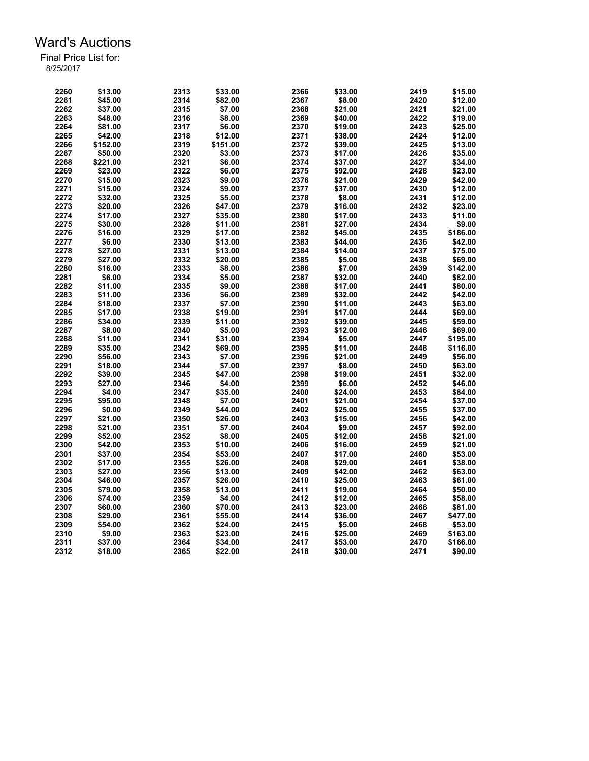# Ward's Auctions

Final Price List for:
8/25/2017

| Lot | Price | Lot | Price | Lot | Price | Lot | Price |
|---|---|---|---|---|---|---|---|
| 2260 | $13.00 | 2313 | $33.00 | 2366 | $33.00 | 2419 | $15.00 |
| 2261 | $45.00 | 2314 | $82.00 | 2367 | $8.00 | 2420 | $12.00 |
| 2262 | $37.00 | 2315 | $7.00 | 2368 | $21.00 | 2421 | $21.00 |
| 2263 | $48.00 | 2316 | $8.00 | 2369 | $40.00 | 2422 | $19.00 |
| 2264 | $81.00 | 2317 | $6.00 | 2370 | $19.00 | 2423 | $25.00 |
| 2265 | $42.00 | 2318 | $12.00 | 2371 | $38.00 | 2424 | $12.00 |
| 2266 | $152.00 | 2319 | $151.00 | 2372 | $39.00 | 2425 | $13.00 |
| 2267 | $50.00 | 2320 | $3.00 | 2373 | $17.00 | 2426 | $35.00 |
| 2268 | $221.00 | 2321 | $6.00 | 2374 | $37.00 | 2427 | $34.00 |
| 2269 | $23.00 | 2322 | $6.00 | 2375 | $92.00 | 2428 | $23.00 |
| 2270 | $15.00 | 2323 | $9.00 | 2376 | $21.00 | 2429 | $42.00 |
| 2271 | $15.00 | 2324 | $9.00 | 2377 | $37.00 | 2430 | $12.00 |
| 2272 | $32.00 | 2325 | $5.00 | 2378 | $8.00 | 2431 | $12.00 |
| 2273 | $20.00 | 2326 | $47.00 | 2379 | $16.00 | 2432 | $23.00 |
| 2274 | $17.00 | 2327 | $35.00 | 2380 | $17.00 | 2433 | $11.00 |
| 2275 | $30.00 | 2328 | $11.00 | 2381 | $27.00 | 2434 | $9.00 |
| 2276 | $16.00 | 2329 | $17.00 | 2382 | $45.00 | 2435 | $186.00 |
| 2277 | $6.00 | 2330 | $13.00 | 2383 | $44.00 | 2436 | $42.00 |
| 2278 | $27.00 | 2331 | $13.00 | 2384 | $14.00 | 2437 | $75.00 |
| 2279 | $27.00 | 2332 | $20.00 | 2385 | $5.00 | 2438 | $69.00 |
| 2280 | $16.00 | 2333 | $8.00 | 2386 | $7.00 | 2439 | $142.00 |
| 2281 | $6.00 | 2334 | $5.00 | 2387 | $32.00 | 2440 | $82.00 |
| 2282 | $11.00 | 2335 | $9.00 | 2388 | $17.00 | 2441 | $80.00 |
| 2283 | $11.00 | 2336 | $6.00 | 2389 | $32.00 | 2442 | $42.00 |
| 2284 | $18.00 | 2337 | $7.00 | 2390 | $11.00 | 2443 | $63.00 |
| 2285 | $17.00 | 2338 | $19.00 | 2391 | $17.00 | 2444 | $69.00 |
| 2286 | $34.00 | 2339 | $11.00 | 2392 | $39.00 | 2445 | $59.00 |
| 2287 | $8.00 | 2340 | $5.00 | 2393 | $12.00 | 2446 | $69.00 |
| 2288 | $11.00 | 2341 | $31.00 | 2394 | $5.00 | 2447 | $195.00 |
| 2289 | $35.00 | 2342 | $69.00 | 2395 | $11.00 | 2448 | $116.00 |
| 2290 | $56.00 | 2343 | $7.00 | 2396 | $21.00 | 2449 | $56.00 |
| 2291 | $18.00 | 2344 | $7.00 | 2397 | $8.00 | 2450 | $63.00 |
| 2292 | $39.00 | 2345 | $47.00 | 2398 | $19.00 | 2451 | $32.00 |
| 2293 | $27.00 | 2346 | $4.00 | 2399 | $6.00 | 2452 | $46.00 |
| 2294 | $4.00 | 2347 | $35.00 | 2400 | $24.00 | 2453 | $84.00 |
| 2295 | $95.00 | 2348 | $7.00 | 2401 | $21.00 | 2454 | $37.00 |
| 2296 | $0.00 | 2349 | $44.00 | 2402 | $25.00 | 2455 | $37.00 |
| 2297 | $21.00 | 2350 | $26.00 | 2403 | $15.00 | 2456 | $42.00 |
| 2298 | $21.00 | 2351 | $7.00 | 2404 | $9.00 | 2457 | $92.00 |
| 2299 | $52.00 | 2352 | $8.00 | 2405 | $12.00 | 2458 | $21.00 |
| 2300 | $42.00 | 2353 | $10.00 | 2406 | $16.00 | 2459 | $21.00 |
| 2301 | $37.00 | 2354 | $53.00 | 2407 | $17.00 | 2460 | $53.00 |
| 2302 | $17.00 | 2355 | $26.00 | 2408 | $29.00 | 2461 | $38.00 |
| 2303 | $27.00 | 2356 | $13.00 | 2409 | $42.00 | 2462 | $63.00 |
| 2304 | $46.00 | 2357 | $26.00 | 2410 | $25.00 | 2463 | $61.00 |
| 2305 | $79.00 | 2358 | $13.00 | 2411 | $19.00 | 2464 | $50.00 |
| 2306 | $74.00 | 2359 | $4.00 | 2412 | $12.00 | 2465 | $58.00 |
| 2307 | $60.00 | 2360 | $70.00 | 2413 | $23.00 | 2466 | $81.00 |
| 2308 | $29.00 | 2361 | $55.00 | 2414 | $36.00 | 2467 | $477.00 |
| 2309 | $54.00 | 2362 | $24.00 | 2415 | $5.00 | 2468 | $53.00 |
| 2310 | $9.00 | 2363 | $23.00 | 2416 | $25.00 | 2469 | $163.00 |
| 2311 | $37.00 | 2364 | $34.00 | 2417 | $53.00 | 2470 | $166.00 |
| 2312 | $18.00 | 2365 | $22.00 | 2418 | $30.00 | 2471 | $90.00 |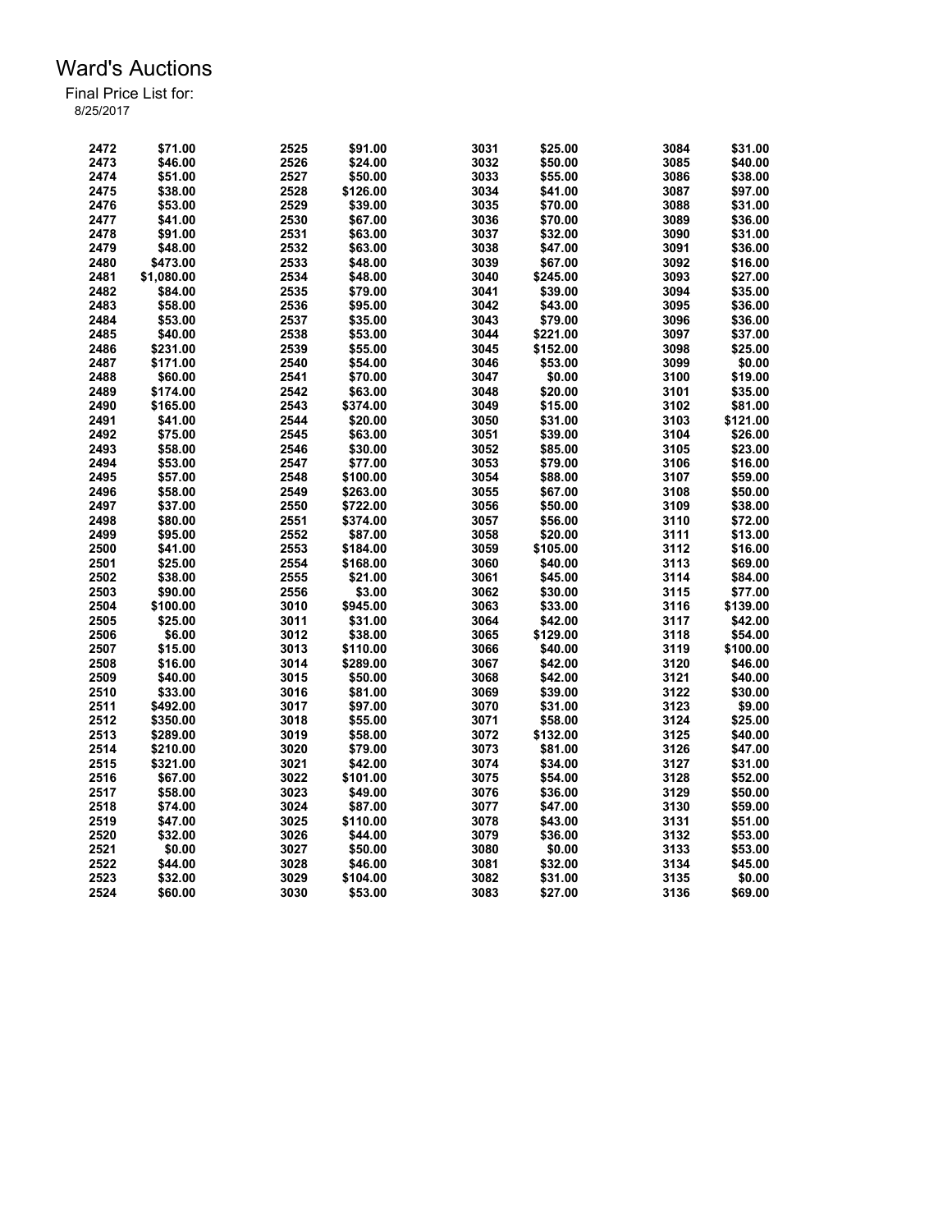# Ward's Auctions

Final Price List for:
8/25/2017

| Lot | Price | Lot | Price | Lot | Price | Lot | Price |
|---|---|---|---|---|---|---|---|
| 2472 | $71.00 | 2525 | $91.00 | 3031 | $25.00 | 3084 | $31.00 |
| 2473 | $46.00 | 2526 | $24.00 | 3032 | $50.00 | 3085 | $40.00 |
| 2474 | $51.00 | 2527 | $50.00 | 3033 | $55.00 | 3086 | $38.00 |
| 2475 | $38.00 | 2528 | $126.00 | 3034 | $41.00 | 3087 | $97.00 |
| 2476 | $53.00 | 2529 | $39.00 | 3035 | $70.00 | 3088 | $31.00 |
| 2477 | $41.00 | 2530 | $67.00 | 3036 | $70.00 | 3089 | $36.00 |
| 2478 | $91.00 | 2531 | $63.00 | 3037 | $32.00 | 3090 | $31.00 |
| 2479 | $48.00 | 2532 | $63.00 | 3038 | $47.00 | 3091 | $36.00 |
| 2480 | $473.00 | 2533 | $48.00 | 3039 | $67.00 | 3092 | $16.00 |
| 2481 | $1,080.00 | 2534 | $48.00 | 3040 | $245.00 | 3093 | $27.00 |
| 2482 | $84.00 | 2535 | $79.00 | 3041 | $39.00 | 3094 | $35.00 |
| 2483 | $58.00 | 2536 | $95.00 | 3042 | $43.00 | 3095 | $36.00 |
| 2484 | $53.00 | 2537 | $35.00 | 3043 | $79.00 | 3096 | $36.00 |
| 2485 | $40.00 | 2538 | $53.00 | 3044 | $221.00 | 3097 | $37.00 |
| 2486 | $231.00 | 2539 | $55.00 | 3045 | $152.00 | 3098 | $25.00 |
| 2487 | $171.00 | 2540 | $54.00 | 3046 | $53.00 | 3099 | $0.00 |
| 2488 | $60.00 | 2541 | $70.00 | 3047 | $0.00 | 3100 | $19.00 |
| 2489 | $174.00 | 2542 | $63.00 | 3048 | $20.00 | 3101 | $35.00 |
| 2490 | $165.00 | 2543 | $374.00 | 3049 | $15.00 | 3102 | $81.00 |
| 2491 | $41.00 | 2544 | $20.00 | 3050 | $31.00 | 3103 | $121.00 |
| 2492 | $75.00 | 2545 | $63.00 | 3051 | $39.00 | 3104 | $26.00 |
| 2493 | $58.00 | 2546 | $30.00 | 3052 | $85.00 | 3105 | $23.00 |
| 2494 | $53.00 | 2547 | $77.00 | 3053 | $79.00 | 3106 | $16.00 |
| 2495 | $57.00 | 2548 | $100.00 | 3054 | $88.00 | 3107 | $59.00 |
| 2496 | $58.00 | 2549 | $263.00 | 3055 | $67.00 | 3108 | $50.00 |
| 2497 | $37.00 | 2550 | $722.00 | 3056 | $50.00 | 3109 | $38.00 |
| 2498 | $80.00 | 2551 | $374.00 | 3057 | $56.00 | 3110 | $72.00 |
| 2499 | $95.00 | 2552 | $87.00 | 3058 | $20.00 | 3111 | $13.00 |
| 2500 | $41.00 | 2553 | $184.00 | 3059 | $105.00 | 3112 | $16.00 |
| 2501 | $25.00 | 2554 | $168.00 | 3060 | $40.00 | 3113 | $69.00 |
| 2502 | $38.00 | 2555 | $21.00 | 3061 | $45.00 | 3114 | $84.00 |
| 2503 | $90.00 | 2556 | $3.00 | 3062 | $30.00 | 3115 | $77.00 |
| 2504 | $100.00 | 3010 | $945.00 | 3063 | $33.00 | 3116 | $139.00 |
| 2505 | $25.00 | 3011 | $31.00 | 3064 | $42.00 | 3117 | $42.00 |
| 2506 | $6.00 | 3012 | $38.00 | 3065 | $129.00 | 3118 | $54.00 |
| 2507 | $15.00 | 3013 | $110.00 | 3066 | $40.00 | 3119 | $100.00 |
| 2508 | $16.00 | 3014 | $289.00 | 3067 | $42.00 | 3120 | $46.00 |
| 2509 | $40.00 | 3015 | $50.00 | 3068 | $42.00 | 3121 | $40.00 |
| 2510 | $33.00 | 3016 | $81.00 | 3069 | $39.00 | 3122 | $30.00 |
| 2511 | $492.00 | 3017 | $97.00 | 3070 | $31.00 | 3123 | $9.00 |
| 2512 | $350.00 | 3018 | $55.00 | 3071 | $58.00 | 3124 | $25.00 |
| 2513 | $289.00 | 3019 | $58.00 | 3072 | $132.00 | 3125 | $40.00 |
| 2514 | $210.00 | 3020 | $79.00 | 3073 | $81.00 | 3126 | $47.00 |
| 2515 | $321.00 | 3021 | $42.00 | 3074 | $34.00 | 3127 | $31.00 |
| 2516 | $67.00 | 3022 | $101.00 | 3075 | $54.00 | 3128 | $52.00 |
| 2517 | $58.00 | 3023 | $49.00 | 3076 | $36.00 | 3129 | $50.00 |
| 2518 | $74.00 | 3024 | $87.00 | 3077 | $47.00 | 3130 | $59.00 |
| 2519 | $47.00 | 3025 | $110.00 | 3078 | $43.00 | 3131 | $51.00 |
| 2520 | $32.00 | 3026 | $44.00 | 3079 | $36.00 | 3132 | $53.00 |
| 2521 | $0.00 | 3027 | $50.00 | 3080 | $0.00 | 3133 | $53.00 |
| 2522 | $44.00 | 3028 | $46.00 | 3081 | $32.00 | 3134 | $45.00 |
| 2523 | $32.00 | 3029 | $104.00 | 3082 | $31.00 | 3135 | $0.00 |
| 2524 | $60.00 | 3030 | $53.00 | 3083 | $27.00 | 3136 | $69.00 |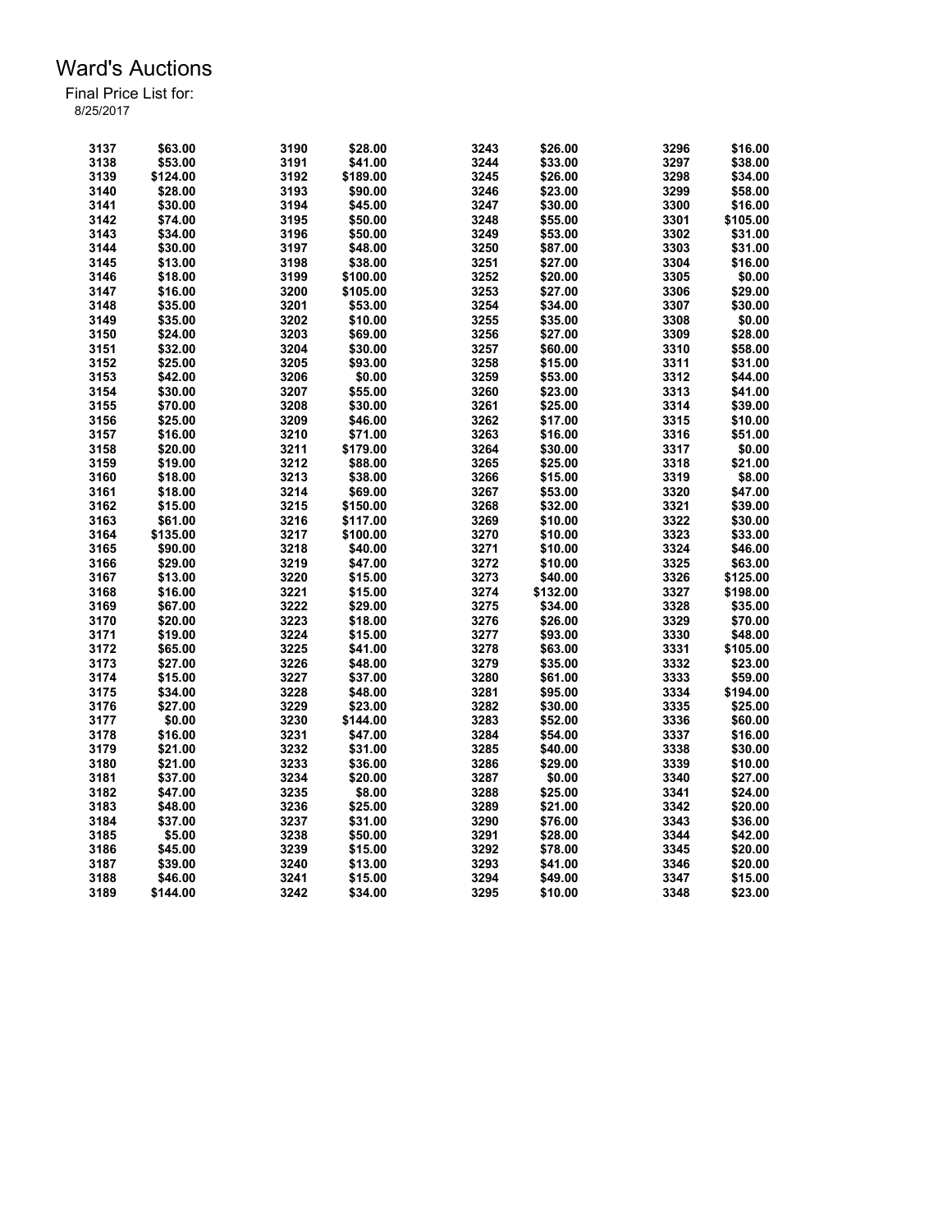# Ward's Auctions

Final Price List for:
8/25/2017

| Lot | Price | Lot | Price | Lot | Price | Lot | Price |
|---|---|---|---|---|---|---|---|
| 3137 | $63.00 | 3190 | $28.00 | 3243 | $26.00 | 3296 | $16.00 |
| 3138 | $53.00 | 3191 | $41.00 | 3244 | $33.00 | 3297 | $38.00 |
| 3139 | $124.00 | 3192 | $189.00 | 3245 | $26.00 | 3298 | $34.00 |
| 3140 | $28.00 | 3193 | $90.00 | 3246 | $23.00 | 3299 | $58.00 |
| 3141 | $30.00 | 3194 | $45.00 | 3247 | $30.00 | 3300 | $16.00 |
| 3142 | $74.00 | 3195 | $50.00 | 3248 | $55.00 | 3301 | $105.00 |
| 3143 | $34.00 | 3196 | $50.00 | 3249 | $53.00 | 3302 | $31.00 |
| 3144 | $30.00 | 3197 | $48.00 | 3250 | $87.00 | 3303 | $31.00 |
| 3145 | $13.00 | 3198 | $38.00 | 3251 | $27.00 | 3304 | $16.00 |
| 3146 | $18.00 | 3199 | $100.00 | 3252 | $20.00 | 3305 | $0.00 |
| 3147 | $16.00 | 3200 | $105.00 | 3253 | $27.00 | 3306 | $29.00 |
| 3148 | $35.00 | 3201 | $53.00 | 3254 | $34.00 | 3307 | $30.00 |
| 3149 | $35.00 | 3202 | $10.00 | 3255 | $35.00 | 3308 | $0.00 |
| 3150 | $24.00 | 3203 | $69.00 | 3256 | $27.00 | 3309 | $28.00 |
| 3151 | $32.00 | 3204 | $30.00 | 3257 | $60.00 | 3310 | $58.00 |
| 3152 | $25.00 | 3205 | $93.00 | 3258 | $15.00 | 3311 | $31.00 |
| 3153 | $42.00 | 3206 | $0.00 | 3259 | $53.00 | 3312 | $44.00 |
| 3154 | $30.00 | 3207 | $55.00 | 3260 | $23.00 | 3313 | $41.00 |
| 3155 | $70.00 | 3208 | $30.00 | 3261 | $25.00 | 3314 | $39.00 |
| 3156 | $25.00 | 3209 | $46.00 | 3262 | $17.00 | 3315 | $10.00 |
| 3157 | $16.00 | 3210 | $71.00 | 3263 | $16.00 | 3316 | $51.00 |
| 3158 | $20.00 | 3211 | $179.00 | 3264 | $30.00 | 3317 | $0.00 |
| 3159 | $19.00 | 3212 | $88.00 | 3265 | $25.00 | 3318 | $21.00 |
| 3160 | $18.00 | 3213 | $38.00 | 3266 | $15.00 | 3319 | $8.00 |
| 3161 | $18.00 | 3214 | $69.00 | 3267 | $53.00 | 3320 | $47.00 |
| 3162 | $15.00 | 3215 | $150.00 | 3268 | $32.00 | 3321 | $39.00 |
| 3163 | $61.00 | 3216 | $117.00 | 3269 | $10.00 | 3322 | $30.00 |
| 3164 | $135.00 | 3217 | $100.00 | 3270 | $10.00 | 3323 | $33.00 |
| 3165 | $90.00 | 3218 | $40.00 | 3271 | $10.00 | 3324 | $46.00 |
| 3166 | $29.00 | 3219 | $47.00 | 3272 | $10.00 | 3325 | $63.00 |
| 3167 | $13.00 | 3220 | $15.00 | 3273 | $40.00 | 3326 | $125.00 |
| 3168 | $16.00 | 3221 | $15.00 | 3274 | $132.00 | 3327 | $198.00 |
| 3169 | $67.00 | 3222 | $29.00 | 3275 | $34.00 | 3328 | $35.00 |
| 3170 | $20.00 | 3223 | $18.00 | 3276 | $26.00 | 3329 | $70.00 |
| 3171 | $19.00 | 3224 | $15.00 | 3277 | $93.00 | 3330 | $48.00 |
| 3172 | $65.00 | 3225 | $41.00 | 3278 | $63.00 | 3331 | $105.00 |
| 3173 | $27.00 | 3226 | $48.00 | 3279 | $35.00 | 3332 | $23.00 |
| 3174 | $15.00 | 3227 | $37.00 | 3280 | $61.00 | 3333 | $59.00 |
| 3175 | $34.00 | 3228 | $48.00 | 3281 | $95.00 | 3334 | $194.00 |
| 3176 | $27.00 | 3229 | $23.00 | 3282 | $30.00 | 3335 | $25.00 |
| 3177 | $0.00 | 3230 | $144.00 | 3283 | $52.00 | 3336 | $60.00 |
| 3178 | $16.00 | 3231 | $47.00 | 3284 | $54.00 | 3337 | $16.00 |
| 3179 | $21.00 | 3232 | $31.00 | 3285 | $40.00 | 3338 | $30.00 |
| 3180 | $21.00 | 3233 | $36.00 | 3286 | $29.00 | 3339 | $10.00 |
| 3181 | $37.00 | 3234 | $20.00 | 3287 | $0.00 | 3340 | $27.00 |
| 3182 | $47.00 | 3235 | $8.00 | 3288 | $25.00 | 3341 | $24.00 |
| 3183 | $48.00 | 3236 | $25.00 | 3289 | $21.00 | 3342 | $20.00 |
| 3184 | $37.00 | 3237 | $31.00 | 3290 | $76.00 | 3343 | $36.00 |
| 3185 | $5.00 | 3238 | $50.00 | 3291 | $28.00 | 3344 | $42.00 |
| 3186 | $45.00 | 3239 | $15.00 | 3292 | $78.00 | 3345 | $20.00 |
| 3187 | $39.00 | 3240 | $13.00 | 3293 | $41.00 | 3346 | $20.00 |
| 3188 | $46.00 | 3241 | $15.00 | 3294 | $49.00 | 3347 | $15.00 |
| 3189 | $144.00 | 3242 | $34.00 | 3295 | $10.00 | 3348 | $23.00 |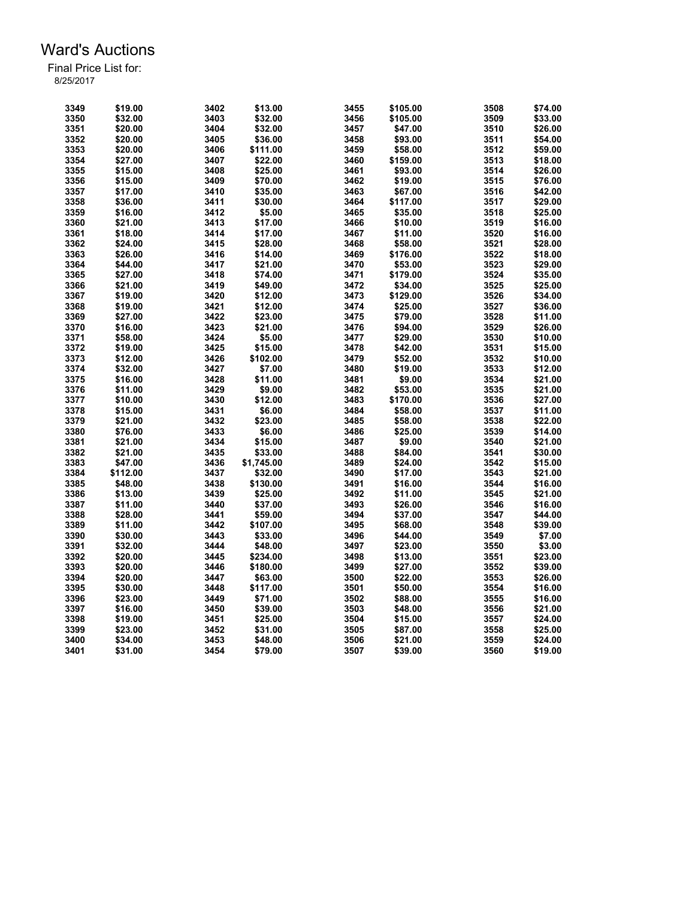# Ward's Auctions

Final Price List for:

8/25/2017

| Lot | Price | Lot | Price | Lot | Price | Lot | Price |
|---|---|---|---|---|---|---|---|
| 3349 | $19.00 | 3402 | $13.00 | 3455 | $105.00 | 3508 | $74.00 |
| 3350 | $32.00 | 3403 | $32.00 | 3456 | $105.00 | 3509 | $33.00 |
| 3351 | $20.00 | 3404 | $32.00 | 3457 | $47.00 | 3510 | $26.00 |
| 3352 | $20.00 | 3405 | $36.00 | 3458 | $93.00 | 3511 | $54.00 |
| 3353 | $20.00 | 3406 | $111.00 | 3459 | $58.00 | 3512 | $59.00 |
| 3354 | $27.00 | 3407 | $22.00 | 3460 | $159.00 | 3513 | $18.00 |
| 3355 | $15.00 | 3408 | $25.00 | 3461 | $93.00 | 3514 | $26.00 |
| 3356 | $15.00 | 3409 | $70.00 | 3462 | $19.00 | 3515 | $76.00 |
| 3357 | $17.00 | 3410 | $35.00 | 3463 | $67.00 | 3516 | $42.00 |
| 3358 | $36.00 | 3411 | $30.00 | 3464 | $117.00 | 3517 | $29.00 |
| 3359 | $16.00 | 3412 | $5.00 | 3465 | $35.00 | 3518 | $25.00 |
| 3360 | $21.00 | 3413 | $17.00 | 3466 | $10.00 | 3519 | $16.00 |
| 3361 | $18.00 | 3414 | $17.00 | 3467 | $11.00 | 3520 | $16.00 |
| 3362 | $24.00 | 3415 | $28.00 | 3468 | $58.00 | 3521 | $28.00 |
| 3363 | $26.00 | 3416 | $14.00 | 3469 | $176.00 | 3522 | $18.00 |
| 3364 | $44.00 | 3417 | $21.00 | 3470 | $53.00 | 3523 | $29.00 |
| 3365 | $27.00 | 3418 | $74.00 | 3471 | $179.00 | 3524 | $35.00 |
| 3366 | $21.00 | 3419 | $49.00 | 3472 | $34.00 | 3525 | $25.00 |
| 3367 | $19.00 | 3420 | $12.00 | 3473 | $129.00 | 3526 | $34.00 |
| 3368 | $19.00 | 3421 | $12.00 | 3474 | $25.00 | 3527 | $36.00 |
| 3369 | $27.00 | 3422 | $23.00 | 3475 | $79.00 | 3528 | $11.00 |
| 3370 | $16.00 | 3423 | $21.00 | 3476 | $94.00 | 3529 | $26.00 |
| 3371 | $58.00 | 3424 | $5.00 | 3477 | $29.00 | 3530 | $10.00 |
| 3372 | $19.00 | 3425 | $15.00 | 3478 | $42.00 | 3531 | $15.00 |
| 3373 | $12.00 | 3426 | $102.00 | 3479 | $52.00 | 3532 | $10.00 |
| 3374 | $32.00 | 3427 | $7.00 | 3480 | $19.00 | 3533 | $12.00 |
| 3375 | $16.00 | 3428 | $11.00 | 3481 | $9.00 | 3534 | $21.00 |
| 3376 | $11.00 | 3429 | $9.00 | 3482 | $53.00 | 3535 | $21.00 |
| 3377 | $10.00 | 3430 | $12.00 | 3483 | $170.00 | 3536 | $27.00 |
| 3378 | $15.00 | 3431 | $6.00 | 3484 | $58.00 | 3537 | $11.00 |
| 3379 | $21.00 | 3432 | $23.00 | 3485 | $58.00 | 3538 | $22.00 |
| 3380 | $76.00 | 3433 | $6.00 | 3486 | $25.00 | 3539 | $14.00 |
| 3381 | $21.00 | 3434 | $15.00 | 3487 | $9.00 | 3540 | $21.00 |
| 3382 | $21.00 | 3435 | $33.00 | 3488 | $84.00 | 3541 | $30.00 |
| 3383 | $47.00 | 3436 | $1,745.00 | 3489 | $24.00 | 3542 | $15.00 |
| 3384 | $112.00 | 3437 | $32.00 | 3490 | $17.00 | 3543 | $21.00 |
| 3385 | $48.00 | 3438 | $130.00 | 3491 | $16.00 | 3544 | $16.00 |
| 3386 | $13.00 | 3439 | $25.00 | 3492 | $11.00 | 3545 | $21.00 |
| 3387 | $11.00 | 3440 | $37.00 | 3493 | $26.00 | 3546 | $16.00 |
| 3388 | $28.00 | 3441 | $59.00 | 3494 | $37.00 | 3547 | $44.00 |
| 3389 | $11.00 | 3442 | $107.00 | 3495 | $68.00 | 3548 | $39.00 |
| 3390 | $30.00 | 3443 | $33.00 | 3496 | $44.00 | 3549 | $7.00 |
| 3391 | $32.00 | 3444 | $48.00 | 3497 | $23.00 | 3550 | $3.00 |
| 3392 | $20.00 | 3445 | $234.00 | 3498 | $13.00 | 3551 | $23.00 |
| 3393 | $20.00 | 3446 | $180.00 | 3499 | $27.00 | 3552 | $39.00 |
| 3394 | $20.00 | 3447 | $63.00 | 3500 | $22.00 | 3553 | $26.00 |
| 3395 | $30.00 | 3448 | $117.00 | 3501 | $50.00 | 3554 | $16.00 |
| 3396 | $23.00 | 3449 | $71.00 | 3502 | $88.00 | 3555 | $16.00 |
| 3397 | $16.00 | 3450 | $39.00 | 3503 | $48.00 | 3556 | $21.00 |
| 3398 | $19.00 | 3451 | $25.00 | 3504 | $15.00 | 3557 | $24.00 |
| 3399 | $23.00 | 3452 | $31.00 | 3505 | $87.00 | 3558 | $25.00 |
| 3400 | $34.00 | 3453 | $48.00 | 3506 | $21.00 | 3559 | $24.00 |
| 3401 | $31.00 | 3454 | $79.00 | 3507 | $39.00 | 3560 | $19.00 |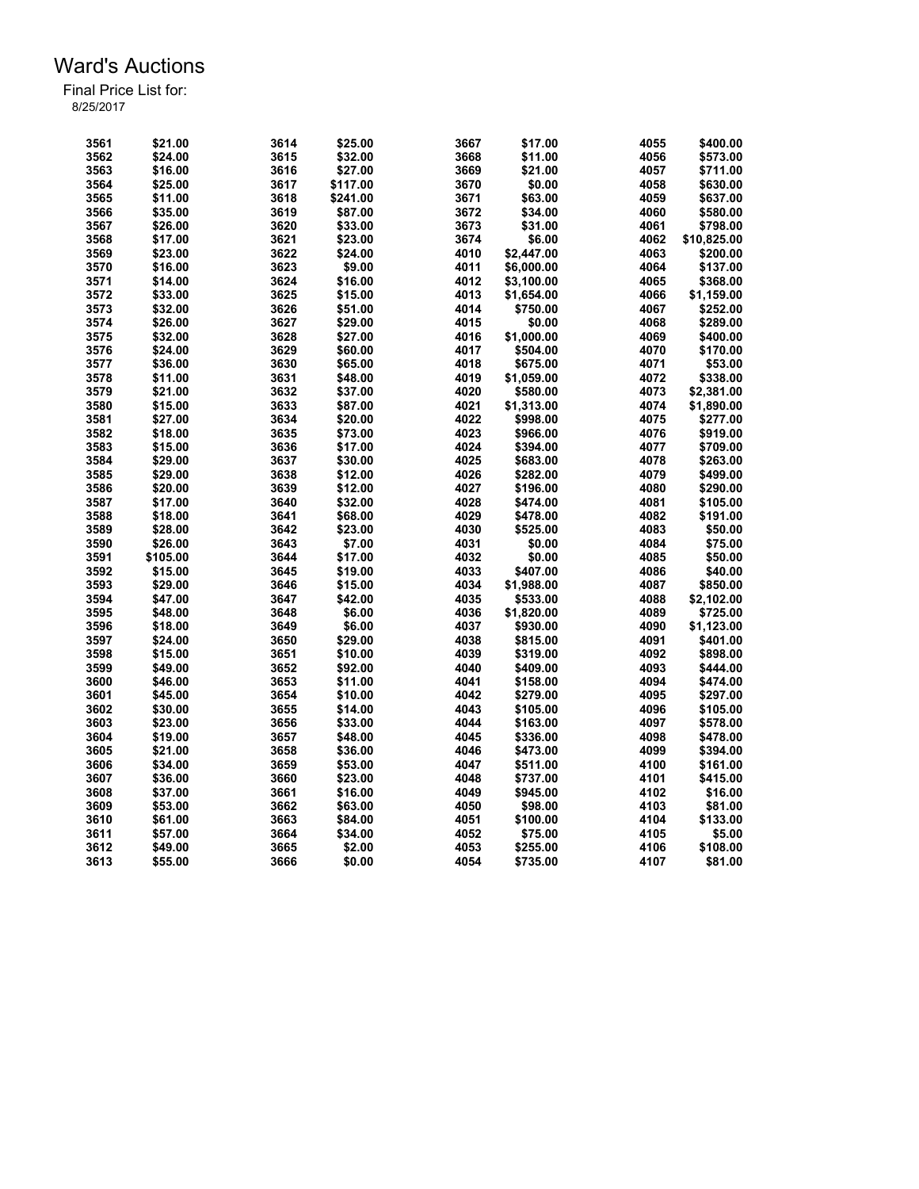# Ward's Auctions

Final Price List for:
8/25/2017

| Lot | Price | Lot | Price | Lot | Price | Lot | Price |
|---|---|---|---|---|---|---|---|
| 3561 | $21.00 | 3614 | $25.00 | 3667 | $17.00 | 4055 | $400.00 |
| 3562 | $24.00 | 3615 | $32.00 | 3668 | $11.00 | 4056 | $573.00 |
| 3563 | $16.00 | 3616 | $27.00 | 3669 | $21.00 | 4057 | $711.00 |
| 3564 | $25.00 | 3617 | $117.00 | 3670 | $0.00 | 4058 | $630.00 |
| 3565 | $11.00 | 3618 | $241.00 | 3671 | $63.00 | 4059 | $637.00 |
| 3566 | $35.00 | 3619 | $87.00 | 3672 | $34.00 | 4060 | $580.00 |
| 3567 | $26.00 | 3620 | $33.00 | 3673 | $31.00 | 4061 | $798.00 |
| 3568 | $17.00 | 3621 | $23.00 | 3674 | $6.00 | 4062 | $10,825.00 |
| 3569 | $23.00 | 3622 | $24.00 | 4010 | $2,447.00 | 4063 | $200.00 |
| 3570 | $16.00 | 3623 | $9.00 | 4011 | $6,000.00 | 4064 | $137.00 |
| 3571 | $14.00 | 3624 | $16.00 | 4012 | $3,100.00 | 4065 | $368.00 |
| 3572 | $33.00 | 3625 | $15.00 | 4013 | $1,654.00 | 4066 | $1,159.00 |
| 3573 | $32.00 | 3626 | $51.00 | 4014 | $750.00 | 4067 | $252.00 |
| 3574 | $26.00 | 3627 | $29.00 | 4015 | $0.00 | 4068 | $289.00 |
| 3575 | $32.00 | 3628 | $27.00 | 4016 | $1,000.00 | 4069 | $400.00 |
| 3576 | $24.00 | 3629 | $60.00 | 4017 | $504.00 | 4070 | $170.00 |
| 3577 | $36.00 | 3630 | $65.00 | 4018 | $675.00 | 4071 | $53.00 |
| 3578 | $11.00 | 3631 | $48.00 | 4019 | $1,059.00 | 4072 | $338.00 |
| 3579 | $21.00 | 3632 | $37.00 | 4020 | $580.00 | 4073 | $2,381.00 |
| 3580 | $15.00 | 3633 | $87.00 | 4021 | $1,313.00 | 4074 | $1,890.00 |
| 3581 | $27.00 | 3634 | $20.00 | 4022 | $998.00 | 4075 | $277.00 |
| 3582 | $18.00 | 3635 | $73.00 | 4023 | $966.00 | 4076 | $919.00 |
| 3583 | $15.00 | 3636 | $17.00 | 4024 | $394.00 | 4077 | $709.00 |
| 3584 | $29.00 | 3637 | $30.00 | 4025 | $683.00 | 4078 | $263.00 |
| 3585 | $29.00 | 3638 | $12.00 | 4026 | $282.00 | 4079 | $499.00 |
| 3586 | $20.00 | 3639 | $12.00 | 4027 | $196.00 | 4080 | $290.00 |
| 3587 | $17.00 | 3640 | $32.00 | 4028 | $474.00 | 4081 | $105.00 |
| 3588 | $18.00 | 3641 | $68.00 | 4029 | $478.00 | 4082 | $191.00 |
| 3589 | $28.00 | 3642 | $23.00 | 4030 | $525.00 | 4083 | $50.00 |
| 3590 | $26.00 | 3643 | $7.00 | 4031 | $0.00 | 4084 | $75.00 |
| 3591 | $105.00 | 3644 | $17.00 | 4032 | $0.00 | 4085 | $50.00 |
| 3592 | $15.00 | 3645 | $19.00 | 4033 | $407.00 | 4086 | $40.00 |
| 3593 | $29.00 | 3646 | $15.00 | 4034 | $1,988.00 | 4087 | $850.00 |
| 3594 | $47.00 | 3647 | $42.00 | 4035 | $533.00 | 4088 | $2,102.00 |
| 3595 | $48.00 | 3648 | $6.00 | 4036 | $1,820.00 | 4089 | $725.00 |
| 3596 | $18.00 | 3649 | $6.00 | 4037 | $930.00 | 4090 | $1,123.00 |
| 3597 | $24.00 | 3650 | $29.00 | 4038 | $815.00 | 4091 | $401.00 |
| 3598 | $15.00 | 3651 | $10.00 | 4039 | $319.00 | 4092 | $898.00 |
| 3599 | $49.00 | 3652 | $92.00 | 4040 | $409.00 | 4093 | $444.00 |
| 3600 | $46.00 | 3653 | $11.00 | 4041 | $158.00 | 4094 | $474.00 |
| 3601 | $45.00 | 3654 | $10.00 | 4042 | $279.00 | 4095 | $297.00 |
| 3602 | $30.00 | 3655 | $14.00 | 4043 | $105.00 | 4096 | $105.00 |
| 3603 | $23.00 | 3656 | $33.00 | 4044 | $163.00 | 4097 | $578.00 |
| 3604 | $19.00 | 3657 | $48.00 | 4045 | $336.00 | 4098 | $478.00 |
| 3605 | $21.00 | 3658 | $36.00 | 4046 | $473.00 | 4099 | $394.00 |
| 3606 | $34.00 | 3659 | $53.00 | 4047 | $511.00 | 4100 | $161.00 |
| 3607 | $36.00 | 3660 | $23.00 | 4048 | $737.00 | 4101 | $415.00 |
| 3608 | $37.00 | 3661 | $16.00 | 4049 | $945.00 | 4102 | $16.00 |
| 3609 | $53.00 | 3662 | $63.00 | 4050 | $98.00 | 4103 | $81.00 |
| 3610 | $61.00 | 3663 | $84.00 | 4051 | $100.00 | 4104 | $133.00 |
| 3611 | $57.00 | 3664 | $34.00 | 4052 | $75.00 | 4105 | $5.00 |
| 3612 | $49.00 | 3665 | $2.00 | 4053 | $255.00 | 4106 | $108.00 |
| 3613 | $55.00 | 3666 | $0.00 | 4054 | $735.00 | 4107 | $81.00 |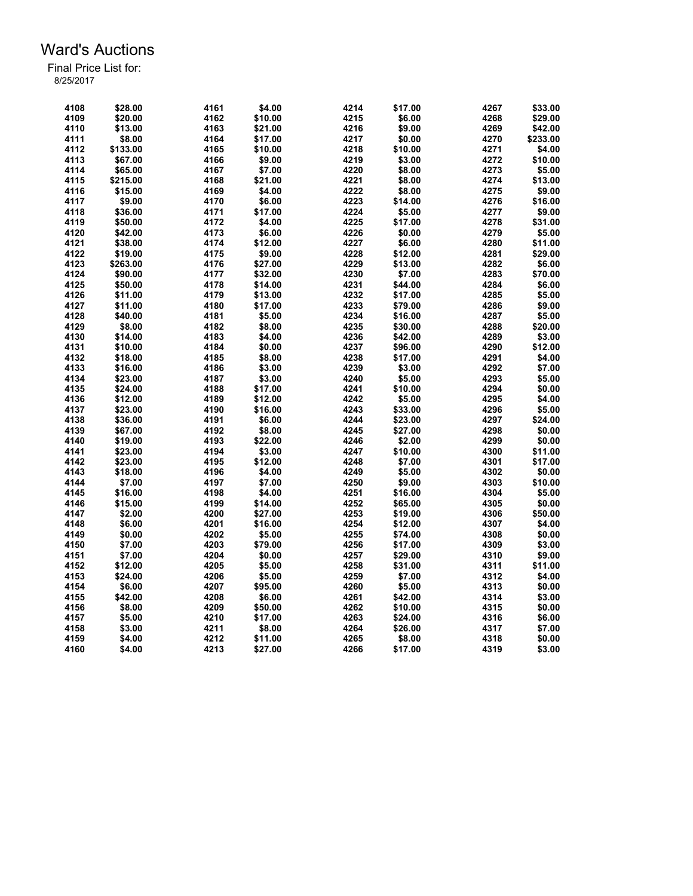# Ward's Auctions

Final Price List for:
8/25/2017

| Lot | Price | Lot | Price | Lot | Price | Lot | Price |
|---|---|---|---|---|---|---|---|
| 4108 | $28.00 | 4161 | $4.00 | 4214 | $17.00 | 4267 | $33.00 |
| 4109 | $20.00 | 4162 | $10.00 | 4215 | $6.00 | 4268 | $29.00 |
| 4110 | $13.00 | 4163 | $21.00 | 4216 | $9.00 | 4269 | $42.00 |
| 4111 | $8.00 | 4164 | $17.00 | 4217 | $0.00 | 4270 | $233.00 |
| 4112 | $133.00 | 4165 | $10.00 | 4218 | $10.00 | 4271 | $4.00 |
| 4113 | $67.00 | 4166 | $9.00 | 4219 | $3.00 | 4272 | $10.00 |
| 4114 | $65.00 | 4167 | $7.00 | 4220 | $8.00 | 4273 | $5.00 |
| 4115 | $215.00 | 4168 | $21.00 | 4221 | $8.00 | 4274 | $13.00 |
| 4116 | $15.00 | 4169 | $4.00 | 4222 | $8.00 | 4275 | $9.00 |
| 4117 | $9.00 | 4170 | $6.00 | 4223 | $14.00 | 4276 | $16.00 |
| 4118 | $36.00 | 4171 | $17.00 | 4224 | $5.00 | 4277 | $9.00 |
| 4119 | $50.00 | 4172 | $4.00 | 4225 | $17.00 | 4278 | $31.00 |
| 4120 | $42.00 | 4173 | $6.00 | 4226 | $0.00 | 4279 | $5.00 |
| 4121 | $38.00 | 4174 | $12.00 | 4227 | $6.00 | 4280 | $11.00 |
| 4122 | $19.00 | 4175 | $9.00 | 4228 | $12.00 | 4281 | $29.00 |
| 4123 | $263.00 | 4176 | $27.00 | 4229 | $13.00 | 4282 | $6.00 |
| 4124 | $90.00 | 4177 | $32.00 | 4230 | $7.00 | 4283 | $70.00 |
| 4125 | $50.00 | 4178 | $14.00 | 4231 | $44.00 | 4284 | $6.00 |
| 4126 | $11.00 | 4179 | $13.00 | 4232 | $17.00 | 4285 | $5.00 |
| 4127 | $11.00 | 4180 | $17.00 | 4233 | $79.00 | 4286 | $9.00 |
| 4128 | $40.00 | 4181 | $5.00 | 4234 | $16.00 | 4287 | $5.00 |
| 4129 | $8.00 | 4182 | $8.00 | 4235 | $30.00 | 4288 | $20.00 |
| 4130 | $14.00 | 4183 | $4.00 | 4236 | $42.00 | 4289 | $3.00 |
| 4131 | $10.00 | 4184 | $0.00 | 4237 | $96.00 | 4290 | $12.00 |
| 4132 | $18.00 | 4185 | $8.00 | 4238 | $17.00 | 4291 | $4.00 |
| 4133 | $16.00 | 4186 | $3.00 | 4239 | $3.00 | 4292 | $7.00 |
| 4134 | $23.00 | 4187 | $3.00 | 4240 | $5.00 | 4293 | $5.00 |
| 4135 | $24.00 | 4188 | $17.00 | 4241 | $10.00 | 4294 | $0.00 |
| 4136 | $12.00 | 4189 | $12.00 | 4242 | $5.00 | 4295 | $4.00 |
| 4137 | $23.00 | 4190 | $16.00 | 4243 | $33.00 | 4296 | $5.00 |
| 4138 | $36.00 | 4191 | $6.00 | 4244 | $23.00 | 4297 | $24.00 |
| 4139 | $67.00 | 4192 | $8.00 | 4245 | $27.00 | 4298 | $0.00 |
| 4140 | $19.00 | 4193 | $22.00 | 4246 | $2.00 | 4299 | $0.00 |
| 4141 | $23.00 | 4194 | $3.00 | 4247 | $10.00 | 4300 | $11.00 |
| 4142 | $23.00 | 4195 | $12.00 | 4248 | $7.00 | 4301 | $17.00 |
| 4143 | $18.00 | 4196 | $4.00 | 4249 | $5.00 | 4302 | $0.00 |
| 4144 | $7.00 | 4197 | $7.00 | 4250 | $9.00 | 4303 | $10.00 |
| 4145 | $16.00 | 4198 | $4.00 | 4251 | $16.00 | 4304 | $5.00 |
| 4146 | $15.00 | 4199 | $14.00 | 4252 | $65.00 | 4305 | $0.00 |
| 4147 | $2.00 | 4200 | $27.00 | 4253 | $19.00 | 4306 | $50.00 |
| 4148 | $6.00 | 4201 | $16.00 | 4254 | $12.00 | 4307 | $4.00 |
| 4149 | $0.00 | 4202 | $5.00 | 4255 | $74.00 | 4308 | $0.00 |
| 4150 | $7.00 | 4203 | $79.00 | 4256 | $17.00 | 4309 | $3.00 |
| 4151 | $7.00 | 4204 | $0.00 | 4257 | $29.00 | 4310 | $9.00 |
| 4152 | $12.00 | 4205 | $5.00 | 4258 | $31.00 | 4311 | $11.00 |
| 4153 | $24.00 | 4206 | $5.00 | 4259 | $7.00 | 4312 | $4.00 |
| 4154 | $6.00 | 4207 | $95.00 | 4260 | $5.00 | 4313 | $0.00 |
| 4155 | $42.00 | 4208 | $6.00 | 4261 | $42.00 | 4314 | $3.00 |
| 4156 | $8.00 | 4209 | $50.00 | 4262 | $10.00 | 4315 | $0.00 |
| 4157 | $5.00 | 4210 | $17.00 | 4263 | $24.00 | 4316 | $6.00 |
| 4158 | $3.00 | 4211 | $8.00 | 4264 | $26.00 | 4317 | $7.00 |
| 4159 | $4.00 | 4212 | $11.00 | 4265 | $8.00 | 4318 | $0.00 |
| 4160 | $4.00 | 4213 | $27.00 | 4266 | $17.00 | 4319 | $3.00 |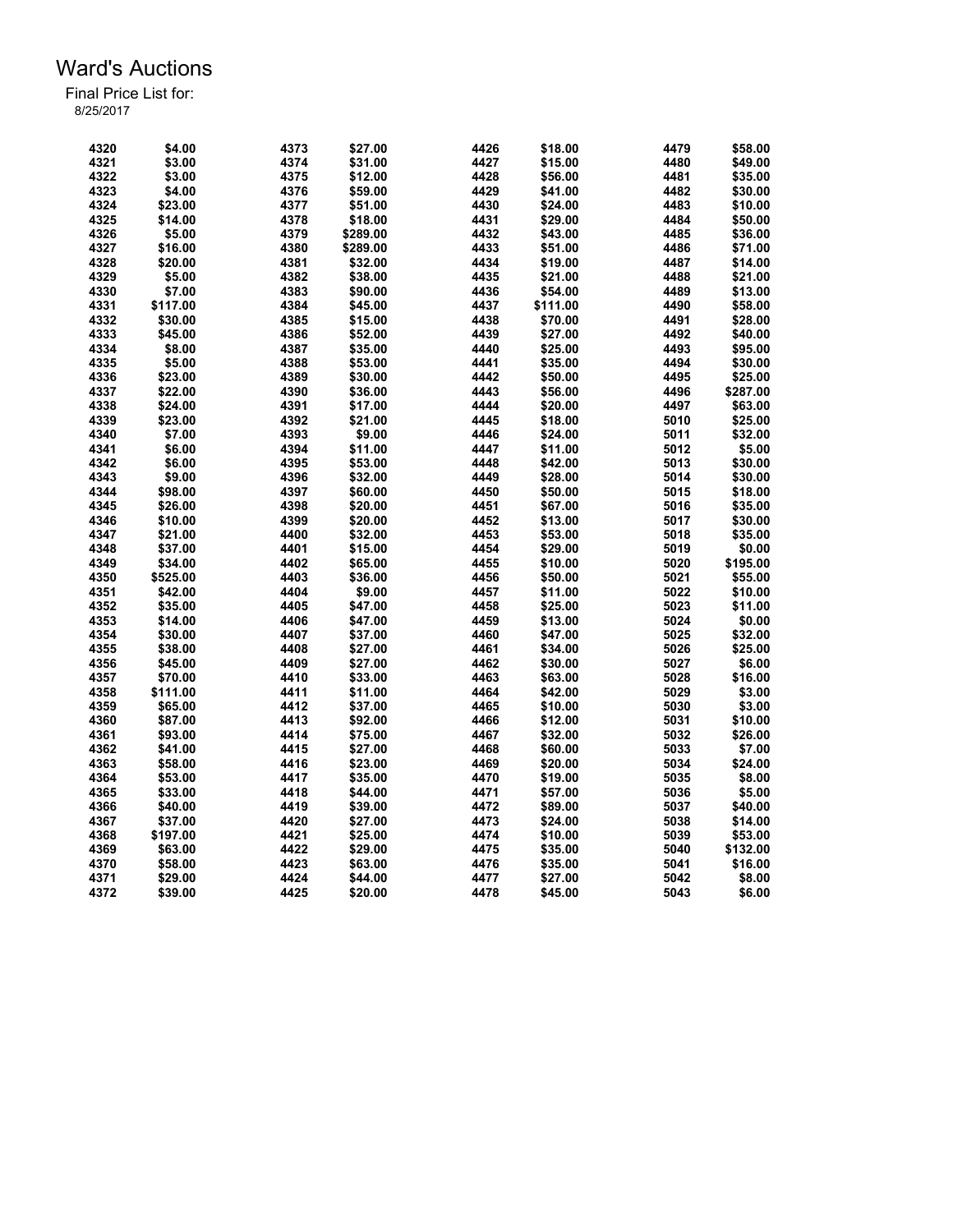# Ward's Auctions

Final Price List for:
8/25/2017

| Lot | Price | Lot | Price | Lot | Price | Lot | Price |
|---|---|---|---|---|---|---|---|
| 4320 | $4.00 | 4373 | $27.00 | 4426 | $18.00 | 4479 | $58.00 |
| 4321 | $3.00 | 4374 | $31.00 | 4427 | $15.00 | 4480 | $49.00 |
| 4322 | $3.00 | 4375 | $12.00 | 4428 | $56.00 | 4481 | $35.00 |
| 4323 | $4.00 | 4376 | $59.00 | 4429 | $41.00 | 4482 | $30.00 |
| 4324 | $23.00 | 4377 | $51.00 | 4430 | $24.00 | 4483 | $10.00 |
| 4325 | $14.00 | 4378 | $18.00 | 4431 | $29.00 | 4484 | $50.00 |
| 4326 | $5.00 | 4379 | $289.00 | 4432 | $43.00 | 4485 | $36.00 |
| 4327 | $16.00 | 4380 | $289.00 | 4433 | $51.00 | 4486 | $71.00 |
| 4328 | $20.00 | 4381 | $32.00 | 4434 | $19.00 | 4487 | $14.00 |
| 4329 | $5.00 | 4382 | $38.00 | 4435 | $21.00 | 4488 | $21.00 |
| 4330 | $7.00 | 4383 | $90.00 | 4436 | $54.00 | 4489 | $13.00 |
| 4331 | $117.00 | 4384 | $45.00 | 4437 | $111.00 | 4490 | $58.00 |
| 4332 | $30.00 | 4385 | $15.00 | 4438 | $70.00 | 4491 | $28.00 |
| 4333 | $45.00 | 4386 | $52.00 | 4439 | $27.00 | 4492 | $40.00 |
| 4334 | $8.00 | 4387 | $35.00 | 4440 | $25.00 | 4493 | $95.00 |
| 4335 | $5.00 | 4388 | $53.00 | 4441 | $35.00 | 4494 | $30.00 |
| 4336 | $23.00 | 4389 | $30.00 | 4442 | $50.00 | 4495 | $25.00 |
| 4337 | $22.00 | 4390 | $36.00 | 4443 | $56.00 | 4496 | $287.00 |
| 4338 | $24.00 | 4391 | $17.00 | 4444 | $20.00 | 4497 | $63.00 |
| 4339 | $23.00 | 4392 | $21.00 | 4445 | $18.00 | 5010 | $25.00 |
| 4340 | $7.00 | 4393 | $9.00 | 4446 | $24.00 | 5011 | $32.00 |
| 4341 | $6.00 | 4394 | $11.00 | 4447 | $11.00 | 5012 | $5.00 |
| 4342 | $6.00 | 4395 | $53.00 | 4448 | $42.00 | 5013 | $30.00 |
| 4343 | $9.00 | 4396 | $32.00 | 4449 | $28.00 | 5014 | $30.00 |
| 4344 | $98.00 | 4397 | $60.00 | 4450 | $50.00 | 5015 | $18.00 |
| 4345 | $26.00 | 4398 | $20.00 | 4451 | $67.00 | 5016 | $35.00 |
| 4346 | $10.00 | 4399 | $20.00 | 4452 | $13.00 | 5017 | $30.00 |
| 4347 | $21.00 | 4400 | $32.00 | 4453 | $53.00 | 5018 | $35.00 |
| 4348 | $37.00 | 4401 | $15.00 | 4454 | $29.00 | 5019 | $0.00 |
| 4349 | $34.00 | 4402 | $65.00 | 4455 | $10.00 | 5020 | $195.00 |
| 4350 | $525.00 | 4403 | $36.00 | 4456 | $50.00 | 5021 | $55.00 |
| 4351 | $42.00 | 4404 | $9.00 | 4457 | $11.00 | 5022 | $10.00 |
| 4352 | $35.00 | 4405 | $47.00 | 4458 | $25.00 | 5023 | $11.00 |
| 4353 | $14.00 | 4406 | $47.00 | 4459 | $13.00 | 5024 | $0.00 |
| 4354 | $30.00 | 4407 | $37.00 | 4460 | $47.00 | 5025 | $32.00 |
| 4355 | $38.00 | 4408 | $27.00 | 4461 | $34.00 | 5026 | $25.00 |
| 4356 | $45.00 | 4409 | $27.00 | 4462 | $30.00 | 5027 | $6.00 |
| 4357 | $70.00 | 4410 | $33.00 | 4463 | $63.00 | 5028 | $16.00 |
| 4358 | $111.00 | 4411 | $11.00 | 4464 | $42.00 | 5029 | $3.00 |
| 4359 | $65.00 | 4412 | $37.00 | 4465 | $10.00 | 5030 | $3.00 |
| 4360 | $87.00 | 4413 | $92.00 | 4466 | $12.00 | 5031 | $10.00 |
| 4361 | $93.00 | 4414 | $75.00 | 4467 | $32.00 | 5032 | $26.00 |
| 4362 | $41.00 | 4415 | $27.00 | 4468 | $60.00 | 5033 | $7.00 |
| 4363 | $58.00 | 4416 | $23.00 | 4469 | $20.00 | 5034 | $24.00 |
| 4364 | $53.00 | 4417 | $35.00 | 4470 | $19.00 | 5035 | $8.00 |
| 4365 | $33.00 | 4418 | $44.00 | 4471 | $57.00 | 5036 | $5.00 |
| 4366 | $40.00 | 4419 | $39.00 | 4472 | $89.00 | 5037 | $40.00 |
| 4367 | $37.00 | 4420 | $27.00 | 4473 | $24.00 | 5038 | $14.00 |
| 4368 | $197.00 | 4421 | $25.00 | 4474 | $10.00 | 5039 | $53.00 |
| 4369 | $63.00 | 4422 | $29.00 | 4475 | $35.00 | 5040 | $132.00 |
| 4370 | $58.00 | 4423 | $63.00 | 4476 | $35.00 | 5041 | $16.00 |
| 4371 | $29.00 | 4424 | $44.00 | 4477 | $27.00 | 5042 | $8.00 |
| 4372 | $39.00 | 4425 | $20.00 | 4478 | $45.00 | 5043 | $6.00 |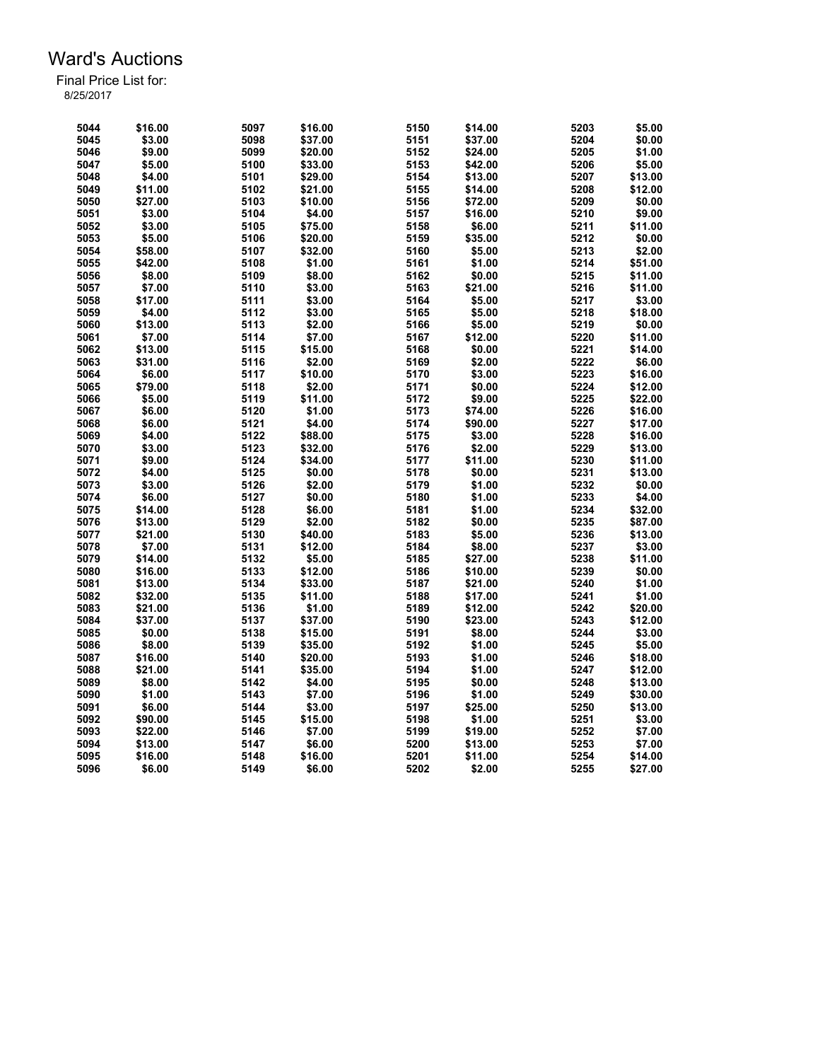# Ward's Auctions

Final Price List for:
8/25/2017

| Lot | Price | Lot | Price | Lot | Price | Lot | Price |
|---|---|---|---|---|---|---|---|
| 5044 | $16.00 | 5097 | $16.00 | 5150 | $14.00 | 5203 | $5.00 |
| 5045 | $3.00 | 5098 | $37.00 | 5151 | $37.00 | 5204 | $0.00 |
| 5046 | $9.00 | 5099 | $20.00 | 5152 | $24.00 | 5205 | $1.00 |
| 5047 | $5.00 | 5100 | $33.00 | 5153 | $42.00 | 5206 | $5.00 |
| 5048 | $4.00 | 5101 | $29.00 | 5154 | $13.00 | 5207 | $13.00 |
| 5049 | $11.00 | 5102 | $21.00 | 5155 | $14.00 | 5208 | $12.00 |
| 5050 | $27.00 | 5103 | $10.00 | 5156 | $72.00 | 5209 | $0.00 |
| 5051 | $3.00 | 5104 | $4.00 | 5157 | $16.00 | 5210 | $9.00 |
| 5052 | $3.00 | 5105 | $75.00 | 5158 | $6.00 | 5211 | $11.00 |
| 5053 | $5.00 | 5106 | $20.00 | 5159 | $35.00 | 5212 | $0.00 |
| 5054 | $58.00 | 5107 | $32.00 | 5160 | $5.00 | 5213 | $2.00 |
| 5055 | $42.00 | 5108 | $1.00 | 5161 | $1.00 | 5214 | $51.00 |
| 5056 | $8.00 | 5109 | $8.00 | 5162 | $0.00 | 5215 | $11.00 |
| 5057 | $7.00 | 5110 | $3.00 | 5163 | $21.00 | 5216 | $11.00 |
| 5058 | $17.00 | 5111 | $3.00 | 5164 | $5.00 | 5217 | $3.00 |
| 5059 | $4.00 | 5112 | $3.00 | 5165 | $5.00 | 5218 | $18.00 |
| 5060 | $13.00 | 5113 | $2.00 | 5166 | $5.00 | 5219 | $0.00 |
| 5061 | $7.00 | 5114 | $7.00 | 5167 | $12.00 | 5220 | $11.00 |
| 5062 | $13.00 | 5115 | $15.00 | 5168 | $0.00 | 5221 | $14.00 |
| 5063 | $31.00 | 5116 | $2.00 | 5169 | $2.00 | 5222 | $6.00 |
| 5064 | $6.00 | 5117 | $10.00 | 5170 | $3.00 | 5223 | $16.00 |
| 5065 | $79.00 | 5118 | $2.00 | 5171 | $0.00 | 5224 | $12.00 |
| 5066 | $5.00 | 5119 | $11.00 | 5172 | $9.00 | 5225 | $22.00 |
| 5067 | $6.00 | 5120 | $1.00 | 5173 | $74.00 | 5226 | $16.00 |
| 5068 | $6.00 | 5121 | $4.00 | 5174 | $90.00 | 5227 | $17.00 |
| 5069 | $4.00 | 5122 | $88.00 | 5175 | $3.00 | 5228 | $16.00 |
| 5070 | $3.00 | 5123 | $32.00 | 5176 | $2.00 | 5229 | $13.00 |
| 5071 | $9.00 | 5124 | $34.00 | 5177 | $11.00 | 5230 | $11.00 |
| 5072 | $4.00 | 5125 | $0.00 | 5178 | $0.00 | 5231 | $13.00 |
| 5073 | $3.00 | 5126 | $2.00 | 5179 | $1.00 | 5232 | $0.00 |
| 5074 | $6.00 | 5127 | $0.00 | 5180 | $1.00 | 5233 | $4.00 |
| 5075 | $14.00 | 5128 | $6.00 | 5181 | $1.00 | 5234 | $32.00 |
| 5076 | $13.00 | 5129 | $2.00 | 5182 | $0.00 | 5235 | $87.00 |
| 5077 | $21.00 | 5130 | $40.00 | 5183 | $5.00 | 5236 | $13.00 |
| 5078 | $7.00 | 5131 | $12.00 | 5184 | $8.00 | 5237 | $3.00 |
| 5079 | $14.00 | 5132 | $5.00 | 5185 | $27.00 | 5238 | $11.00 |
| 5080 | $16.00 | 5133 | $12.00 | 5186 | $10.00 | 5239 | $0.00 |
| 5081 | $13.00 | 5134 | $33.00 | 5187 | $21.00 | 5240 | $1.00 |
| 5082 | $32.00 | 5135 | $11.00 | 5188 | $17.00 | 5241 | $1.00 |
| 5083 | $21.00 | 5136 | $1.00 | 5189 | $12.00 | 5242 | $20.00 |
| 5084 | $37.00 | 5137 | $37.00 | 5190 | $23.00 | 5243 | $12.00 |
| 5085 | $0.00 | 5138 | $15.00 | 5191 | $8.00 | 5244 | $3.00 |
| 5086 | $8.00 | 5139 | $35.00 | 5192 | $1.00 | 5245 | $5.00 |
| 5087 | $16.00 | 5140 | $20.00 | 5193 | $1.00 | 5246 | $18.00 |
| 5088 | $21.00 | 5141 | $35.00 | 5194 | $1.00 | 5247 | $12.00 |
| 5089 | $8.00 | 5142 | $4.00 | 5195 | $0.00 | 5248 | $13.00 |
| 5090 | $1.00 | 5143 | $7.00 | 5196 | $1.00 | 5249 | $30.00 |
| 5091 | $6.00 | 5144 | $3.00 | 5197 | $25.00 | 5250 | $13.00 |
| 5092 | $90.00 | 5145 | $15.00 | 5198 | $1.00 | 5251 | $3.00 |
| 5093 | $22.00 | 5146 | $7.00 | 5199 | $19.00 | 5252 | $7.00 |
| 5094 | $13.00 | 5147 | $6.00 | 5200 | $13.00 | 5253 | $7.00 |
| 5095 | $16.00 | 5148 | $16.00 | 5201 | $11.00 | 5254 | $14.00 |
| 5096 | $6.00 | 5149 | $6.00 | 5202 | $2.00 | 5255 | $27.00 |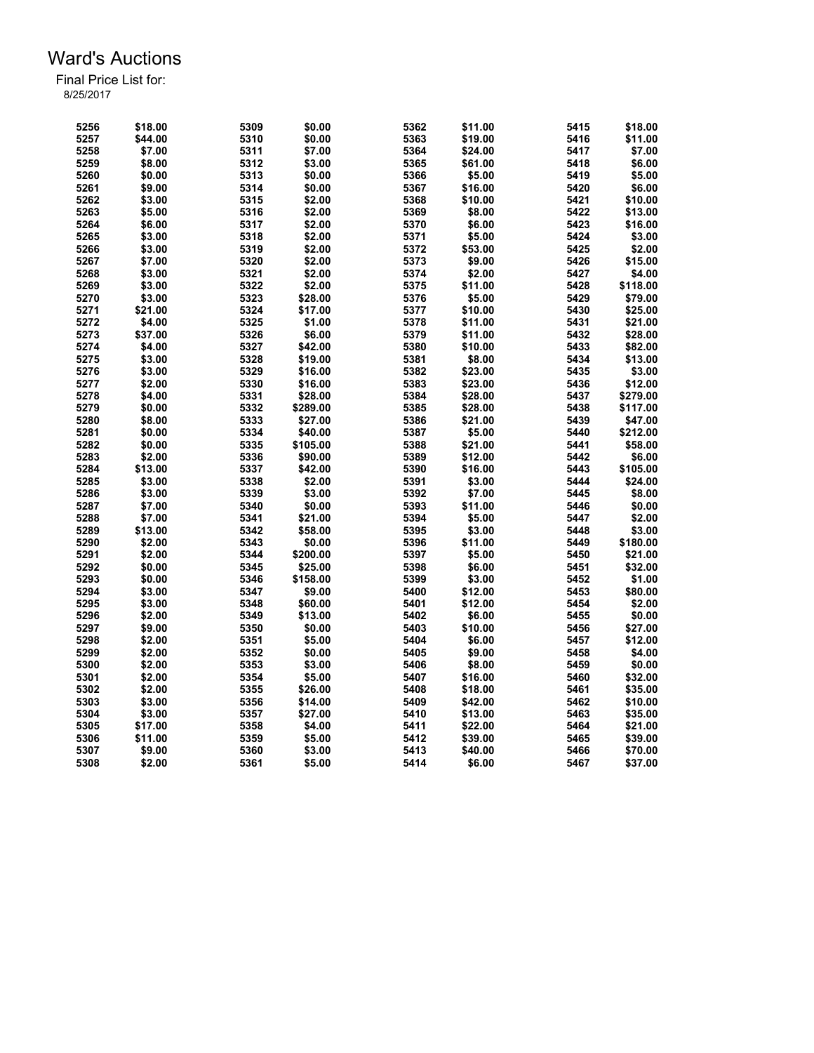# Ward's Auctions

Final Price List for:
8/25/2017

| Lot | Price | Lot | Price | Lot | Price | Lot | Price |
|---|---|---|---|---|---|---|---|
| 5256 | $18.00 | 5309 | $0.00 | 5362 | $11.00 | 5415 | $18.00 |
| 5257 | $44.00 | 5310 | $0.00 | 5363 | $19.00 | 5416 | $11.00 |
| 5258 | $7.00 | 5311 | $7.00 | 5364 | $24.00 | 5417 | $7.00 |
| 5259 | $8.00 | 5312 | $3.00 | 5365 | $61.00 | 5418 | $6.00 |
| 5260 | $0.00 | 5313 | $0.00 | 5366 | $5.00 | 5419 | $5.00 |
| 5261 | $9.00 | 5314 | $0.00 | 5367 | $16.00 | 5420 | $6.00 |
| 5262 | $3.00 | 5315 | $2.00 | 5368 | $10.00 | 5421 | $10.00 |
| 5263 | $5.00 | 5316 | $2.00 | 5369 | $8.00 | 5422 | $13.00 |
| 5264 | $6.00 | 5317 | $2.00 | 5370 | $6.00 | 5423 | $16.00 |
| 5265 | $3.00 | 5318 | $2.00 | 5371 | $5.00 | 5424 | $3.00 |
| 5266 | $3.00 | 5319 | $2.00 | 5372 | $53.00 | 5425 | $2.00 |
| 5267 | $7.00 | 5320 | $2.00 | 5373 | $9.00 | 5426 | $15.00 |
| 5268 | $3.00 | 5321 | $2.00 | 5374 | $2.00 | 5427 | $4.00 |
| 5269 | $3.00 | 5322 | $2.00 | 5375 | $11.00 | 5428 | $118.00 |
| 5270 | $3.00 | 5323 | $28.00 | 5376 | $5.00 | 5429 | $79.00 |
| 5271 | $21.00 | 5324 | $17.00 | 5377 | $10.00 | 5430 | $25.00 |
| 5272 | $4.00 | 5325 | $1.00 | 5378 | $11.00 | 5431 | $21.00 |
| 5273 | $37.00 | 5326 | $6.00 | 5379 | $11.00 | 5432 | $28.00 |
| 5274 | $4.00 | 5327 | $42.00 | 5380 | $10.00 | 5433 | $82.00 |
| 5275 | $3.00 | 5328 | $19.00 | 5381 | $8.00 | 5434 | $13.00 |
| 5276 | $3.00 | 5329 | $16.00 | 5382 | $23.00 | 5435 | $3.00 |
| 5277 | $2.00 | 5330 | $16.00 | 5383 | $23.00 | 5436 | $12.00 |
| 5278 | $4.00 | 5331 | $28.00 | 5384 | $28.00 | 5437 | $279.00 |
| 5279 | $0.00 | 5332 | $289.00 | 5385 | $28.00 | 5438 | $117.00 |
| 5280 | $8.00 | 5333 | $27.00 | 5386 | $21.00 | 5439 | $47.00 |
| 5281 | $0.00 | 5334 | $40.00 | 5387 | $5.00 | 5440 | $212.00 |
| 5282 | $0.00 | 5335 | $105.00 | 5388 | $21.00 | 5441 | $58.00 |
| 5283 | $2.00 | 5336 | $90.00 | 5389 | $12.00 | 5442 | $6.00 |
| 5284 | $13.00 | 5337 | $42.00 | 5390 | $16.00 | 5443 | $105.00 |
| 5285 | $3.00 | 5338 | $2.00 | 5391 | $3.00 | 5444 | $24.00 |
| 5286 | $3.00 | 5339 | $3.00 | 5392 | $7.00 | 5445 | $8.00 |
| 5287 | $7.00 | 5340 | $0.00 | 5393 | $11.00 | 5446 | $0.00 |
| 5288 | $7.00 | 5341 | $21.00 | 5394 | $5.00 | 5447 | $2.00 |
| 5289 | $13.00 | 5342 | $58.00 | 5395 | $3.00 | 5448 | $3.00 |
| 5290 | $2.00 | 5343 | $0.00 | 5396 | $11.00 | 5449 | $180.00 |
| 5291 | $2.00 | 5344 | $200.00 | 5397 | $5.00 | 5450 | $21.00 |
| 5292 | $0.00 | 5345 | $25.00 | 5398 | $6.00 | 5451 | $32.00 |
| 5293 | $0.00 | 5346 | $158.00 | 5399 | $3.00 | 5452 | $1.00 |
| 5294 | $3.00 | 5347 | $9.00 | 5400 | $12.00 | 5453 | $80.00 |
| 5295 | $3.00 | 5348 | $60.00 | 5401 | $12.00 | 5454 | $2.00 |
| 5296 | $2.00 | 5349 | $13.00 | 5402 | $6.00 | 5455 | $0.00 |
| 5297 | $9.00 | 5350 | $0.00 | 5403 | $10.00 | 5456 | $27.00 |
| 5298 | $2.00 | 5351 | $5.00 | 5404 | $6.00 | 5457 | $12.00 |
| 5299 | $2.00 | 5352 | $0.00 | 5405 | $9.00 | 5458 | $4.00 |
| 5300 | $2.00 | 5353 | $3.00 | 5406 | $8.00 | 5459 | $0.00 |
| 5301 | $2.00 | 5354 | $5.00 | 5407 | $16.00 | 5460 | $32.00 |
| 5302 | $2.00 | 5355 | $26.00 | 5408 | $18.00 | 5461 | $35.00 |
| 5303 | $3.00 | 5356 | $14.00 | 5409 | $42.00 | 5462 | $10.00 |
| 5304 | $3.00 | 5357 | $27.00 | 5410 | $13.00 | 5463 | $35.00 |
| 5305 | $17.00 | 5358 | $4.00 | 5411 | $22.00 | 5464 | $21.00 |
| 5306 | $11.00 | 5359 | $5.00 | 5412 | $39.00 | 5465 | $39.00 |
| 5307 | $9.00 | 5360 | $3.00 | 5413 | $40.00 | 5466 | $70.00 |
| 5308 | $2.00 | 5361 | $5.00 | 5414 | $6.00 | 5467 | $37.00 |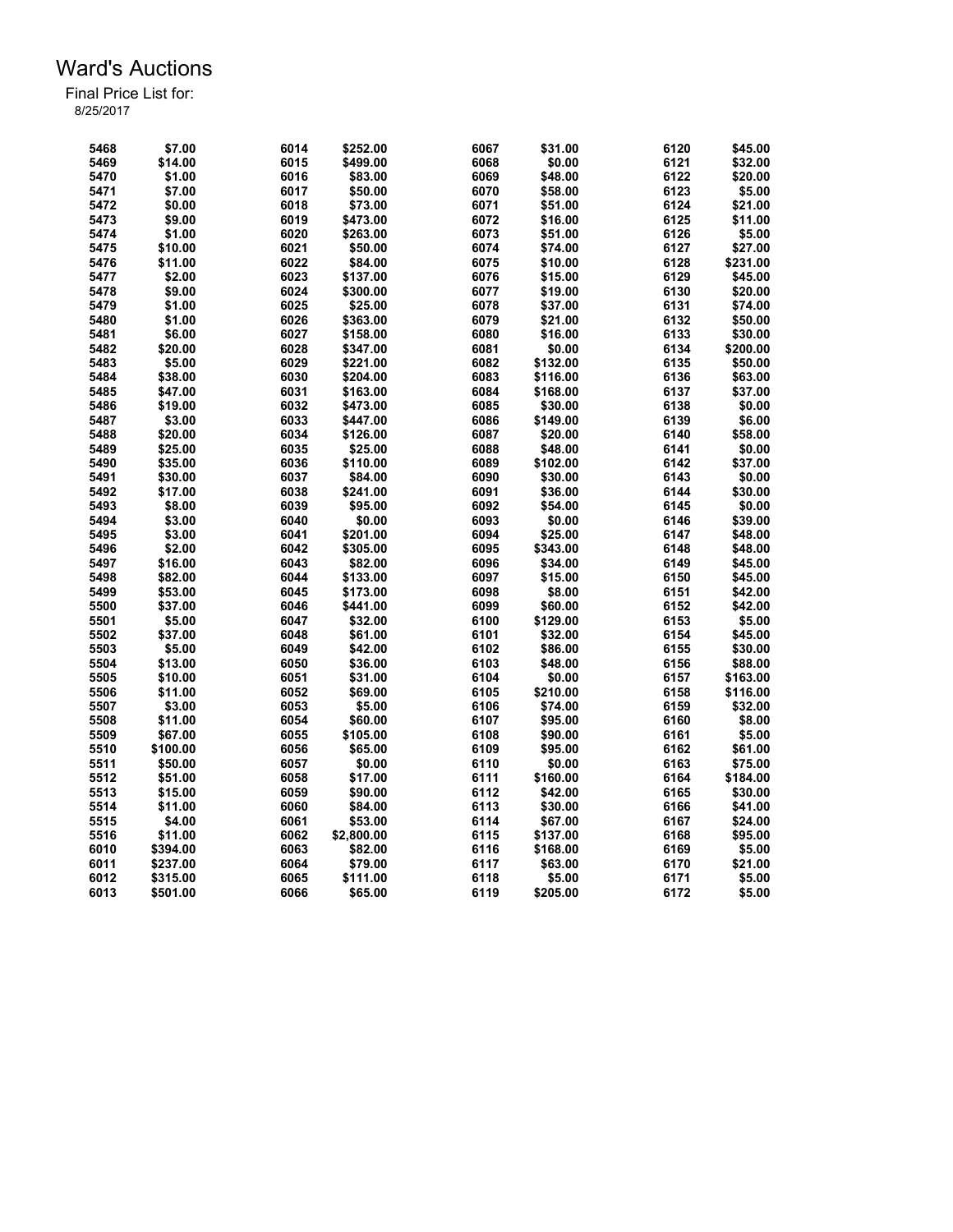# Ward's Auctions

Final Price List for:
8/25/2017

| Lot | Price | Lot | Price | Lot | Price | Lot | Price |
|---|---|---|---|---|---|---|---|
| 5468 | $7.00 | 6014 | $252.00 | 6067 | $31.00 | 6120 | $45.00 |
| 5469 | $14.00 | 6015 | $499.00 | 6068 | $0.00 | 6121 | $32.00 |
| 5470 | $1.00 | 6016 | $83.00 | 6069 | $48.00 | 6122 | $20.00 |
| 5471 | $7.00 | 6017 | $50.00 | 6070 | $58.00 | 6123 | $5.00 |
| 5472 | $0.00 | 6018 | $73.00 | 6071 | $51.00 | 6124 | $21.00 |
| 5473 | $9.00 | 6019 | $473.00 | 6072 | $16.00 | 6125 | $11.00 |
| 5474 | $1.00 | 6020 | $263.00 | 6073 | $51.00 | 6126 | $5.00 |
| 5475 | $10.00 | 6021 | $50.00 | 6074 | $74.00 | 6127 | $27.00 |
| 5476 | $11.00 | 6022 | $84.00 | 6075 | $10.00 | 6128 | $231.00 |
| 5477 | $2.00 | 6023 | $137.00 | 6076 | $15.00 | 6129 | $45.00 |
| 5478 | $9.00 | 6024 | $300.00 | 6077 | $19.00 | 6130 | $20.00 |
| 5479 | $1.00 | 6025 | $25.00 | 6078 | $37.00 | 6131 | $74.00 |
| 5480 | $1.00 | 6026 | $363.00 | 6079 | $21.00 | 6132 | $50.00 |
| 5481 | $6.00 | 6027 | $158.00 | 6080 | $16.00 | 6133 | $30.00 |
| 5482 | $20.00 | 6028 | $347.00 | 6081 | $0.00 | 6134 | $200.00 |
| 5483 | $5.00 | 6029 | $221.00 | 6082 | $132.00 | 6135 | $50.00 |
| 5484 | $38.00 | 6030 | $204.00 | 6083 | $116.00 | 6136 | $63.00 |
| 5485 | $47.00 | 6031 | $163.00 | 6084 | $168.00 | 6137 | $37.00 |
| 5486 | $19.00 | 6032 | $473.00 | 6085 | $30.00 | 6138 | $0.00 |
| 5487 | $3.00 | 6033 | $447.00 | 6086 | $149.00 | 6139 | $6.00 |
| 5488 | $20.00 | 6034 | $126.00 | 6087 | $20.00 | 6140 | $58.00 |
| 5489 | $25.00 | 6035 | $25.00 | 6088 | $48.00 | 6141 | $0.00 |
| 5490 | $35.00 | 6036 | $110.00 | 6089 | $102.00 | 6142 | $37.00 |
| 5491 | $30.00 | 6037 | $84.00 | 6090 | $30.00 | 6143 | $0.00 |
| 5492 | $17.00 | 6038 | $241.00 | 6091 | $36.00 | 6144 | $30.00 |
| 5493 | $8.00 | 6039 | $95.00 | 6092 | $54.00 | 6145 | $0.00 |
| 5494 | $3.00 | 6040 | $0.00 | 6093 | $0.00 | 6146 | $39.00 |
| 5495 | $3.00 | 6041 | $201.00 | 6094 | $25.00 | 6147 | $48.00 |
| 5496 | $2.00 | 6042 | $305.00 | 6095 | $343.00 | 6148 | $48.00 |
| 5497 | $16.00 | 6043 | $82.00 | 6096 | $34.00 | 6149 | $45.00 |
| 5498 | $82.00 | 6044 | $133.00 | 6097 | $15.00 | 6150 | $45.00 |
| 5499 | $53.00 | 6045 | $173.00 | 6098 | $8.00 | 6151 | $42.00 |
| 5500 | $37.00 | 6046 | $441.00 | 6099 | $60.00 | 6152 | $42.00 |
| 5501 | $5.00 | 6047 | $32.00 | 6100 | $129.00 | 6153 | $5.00 |
| 5502 | $37.00 | 6048 | $61.00 | 6101 | $32.00 | 6154 | $45.00 |
| 5503 | $5.00 | 6049 | $42.00 | 6102 | $86.00 | 6155 | $30.00 |
| 5504 | $13.00 | 6050 | $36.00 | 6103 | $48.00 | 6156 | $88.00 |
| 5505 | $10.00 | 6051 | $31.00 | 6104 | $0.00 | 6157 | $163.00 |
| 5506 | $11.00 | 6052 | $69.00 | 6105 | $210.00 | 6158 | $116.00 |
| 5507 | $3.00 | 6053 | $5.00 | 6106 | $74.00 | 6159 | $32.00 |
| 5508 | $11.00 | 6054 | $60.00 | 6107 | $95.00 | 6160 | $8.00 |
| 5509 | $67.00 | 6055 | $105.00 | 6108 | $90.00 | 6161 | $5.00 |
| 5510 | $100.00 | 6056 | $65.00 | 6109 | $95.00 | 6162 | $61.00 |
| 5511 | $50.00 | 6057 | $0.00 | 6110 | $0.00 | 6163 | $75.00 |
| 5512 | $51.00 | 6058 | $17.00 | 6111 | $160.00 | 6164 | $184.00 |
| 5513 | $15.00 | 6059 | $90.00 | 6112 | $42.00 | 6165 | $30.00 |
| 5514 | $11.00 | 6060 | $84.00 | 6113 | $30.00 | 6166 | $41.00 |
| 5515 | $4.00 | 6061 | $53.00 | 6114 | $67.00 | 6167 | $24.00 |
| 5516 | $11.00 | 6062 | $2,800.00 | 6115 | $137.00 | 6168 | $95.00 |
| 6010 | $394.00 | 6063 | $82.00 | 6116 | $168.00 | 6169 | $5.00 |
| 6011 | $237.00 | 6064 | $79.00 | 6117 | $63.00 | 6170 | $21.00 |
| 6012 | $315.00 | 6065 | $111.00 | 6118 | $5.00 | 6171 | $5.00 |
| 6013 | $501.00 | 6066 | $65.00 | 6119 | $205.00 | 6172 | $5.00 |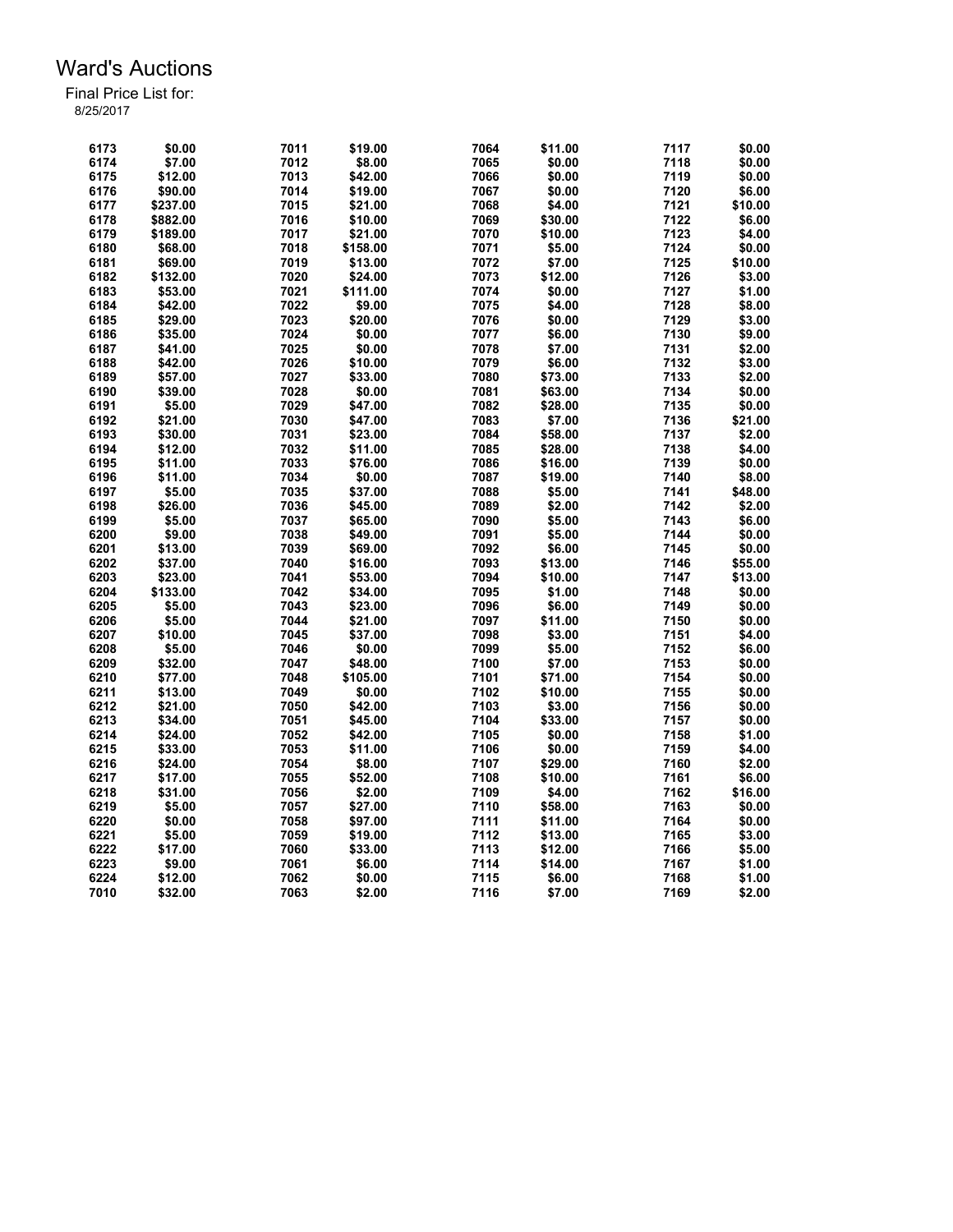# Ward's Auctions

Final Price List for:
8/25/2017

| Lot | Price | Lot | Price | Lot | Price | Lot | Price |
|---|---|---|---|---|---|---|---|
| 6173 | $0.00 | 7011 | $19.00 | 7064 | $11.00 | 7117 | $0.00 |
| 6174 | $7.00 | 7012 | $8.00 | 7065 | $0.00 | 7118 | $0.00 |
| 6175 | $12.00 | 7013 | $42.00 | 7066 | $0.00 | 7119 | $0.00 |
| 6176 | $90.00 | 7014 | $19.00 | 7067 | $0.00 | 7120 | $6.00 |
| 6177 | $237.00 | 7015 | $21.00 | 7068 | $4.00 | 7121 | $10.00 |
| 6178 | $882.00 | 7016 | $10.00 | 7069 | $30.00 | 7122 | $6.00 |
| 6179 | $189.00 | 7017 | $21.00 | 7070 | $10.00 | 7123 | $4.00 |
| 6180 | $68.00 | 7018 | $158.00 | 7071 | $5.00 | 7124 | $0.00 |
| 6181 | $69.00 | 7019 | $13.00 | 7072 | $7.00 | 7125 | $10.00 |
| 6182 | $132.00 | 7020 | $24.00 | 7073 | $12.00 | 7126 | $3.00 |
| 6183 | $53.00 | 7021 | $111.00 | 7074 | $0.00 | 7127 | $1.00 |
| 6184 | $42.00 | 7022 | $9.00 | 7075 | $4.00 | 7128 | $8.00 |
| 6185 | $29.00 | 7023 | $20.00 | 7076 | $0.00 | 7129 | $3.00 |
| 6186 | $35.00 | 7024 | $0.00 | 7077 | $6.00 | 7130 | $9.00 |
| 6187 | $41.00 | 7025 | $0.00 | 7078 | $7.00 | 7131 | $2.00 |
| 6188 | $42.00 | 7026 | $10.00 | 7079 | $6.00 | 7132 | $3.00 |
| 6189 | $57.00 | 7027 | $33.00 | 7080 | $73.00 | 7133 | $2.00 |
| 6190 | $39.00 | 7028 | $0.00 | 7081 | $63.00 | 7134 | $0.00 |
| 6191 | $5.00 | 7029 | $47.00 | 7082 | $28.00 | 7135 | $0.00 |
| 6192 | $21.00 | 7030 | $47.00 | 7083 | $7.00 | 7136 | $21.00 |
| 6193 | $30.00 | 7031 | $23.00 | 7084 | $58.00 | 7137 | $2.00 |
| 6194 | $12.00 | 7032 | $11.00 | 7085 | $28.00 | 7138 | $4.00 |
| 6195 | $11.00 | 7033 | $76.00 | 7086 | $16.00 | 7139 | $0.00 |
| 6196 | $11.00 | 7034 | $0.00 | 7087 | $19.00 | 7140 | $8.00 |
| 6197 | $5.00 | 7035 | $37.00 | 7088 | $5.00 | 7141 | $48.00 |
| 6198 | $26.00 | 7036 | $45.00 | 7089 | $2.00 | 7142 | $2.00 |
| 6199 | $5.00 | 7037 | $65.00 | 7090 | $5.00 | 7143 | $6.00 |
| 6200 | $9.00 | 7038 | $49.00 | 7091 | $5.00 | 7144 | $0.00 |
| 6201 | $13.00 | 7039 | $69.00 | 7092 | $6.00 | 7145 | $0.00 |
| 6202 | $37.00 | 7040 | $16.00 | 7093 | $13.00 | 7146 | $55.00 |
| 6203 | $23.00 | 7041 | $53.00 | 7094 | $10.00 | 7147 | $13.00 |
| 6204 | $133.00 | 7042 | $34.00 | 7095 | $1.00 | 7148 | $0.00 |
| 6205 | $5.00 | 7043 | $23.00 | 7096 | $6.00 | 7149 | $0.00 |
| 6206 | $5.00 | 7044 | $21.00 | 7097 | $11.00 | 7150 | $0.00 |
| 6207 | $10.00 | 7045 | $37.00 | 7098 | $3.00 | 7151 | $4.00 |
| 6208 | $5.00 | 7046 | $0.00 | 7099 | $5.00 | 7152 | $6.00 |
| 6209 | $32.00 | 7047 | $48.00 | 7100 | $7.00 | 7153 | $0.00 |
| 6210 | $77.00 | 7048 | $105.00 | 7101 | $71.00 | 7154 | $0.00 |
| 6211 | $13.00 | 7049 | $0.00 | 7102 | $10.00 | 7155 | $0.00 |
| 6212 | $21.00 | 7050 | $42.00 | 7103 | $3.00 | 7156 | $0.00 |
| 6213 | $34.00 | 7051 | $45.00 | 7104 | $33.00 | 7157 | $0.00 |
| 6214 | $24.00 | 7052 | $42.00 | 7105 | $0.00 | 7158 | $1.00 |
| 6215 | $33.00 | 7053 | $11.00 | 7106 | $0.00 | 7159 | $4.00 |
| 6216 | $24.00 | 7054 | $8.00 | 7107 | $29.00 | 7160 | $2.00 |
| 6217 | $17.00 | 7055 | $52.00 | 7108 | $10.00 | 7161 | $6.00 |
| 6218 | $31.00 | 7056 | $2.00 | 7109 | $4.00 | 7162 | $16.00 |
| 6219 | $5.00 | 7057 | $27.00 | 7110 | $58.00 | 7163 | $0.00 |
| 6220 | $0.00 | 7058 | $97.00 | 7111 | $11.00 | 7164 | $0.00 |
| 6221 | $5.00 | 7059 | $19.00 | 7112 | $13.00 | 7165 | $3.00 |
| 6222 | $17.00 | 7060 | $33.00 | 7113 | $12.00 | 7166 | $5.00 |
| 6223 | $9.00 | 7061 | $6.00 | 7114 | $14.00 | 7167 | $1.00 |
| 6224 | $12.00 | 7062 | $0.00 | 7115 | $6.00 | 7168 | $1.00 |
| 7010 | $32.00 | 7063 | $2.00 | 7116 | $7.00 | 7169 | $2.00 |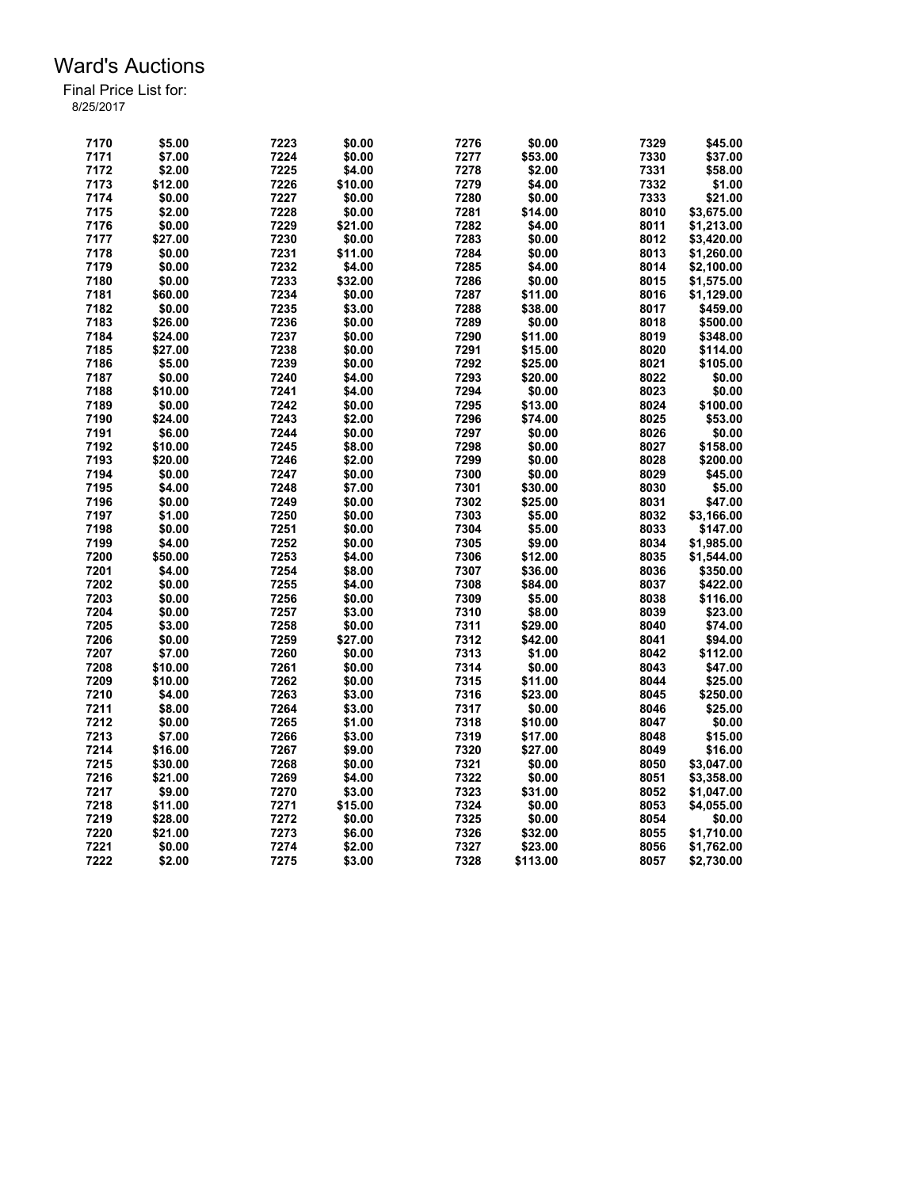# Ward's Auctions

Final Price List for:
8/25/2017

| Lot | Price | Lot | Price | Lot | Price | Lot | Price |
|---|---|---|---|---|---|---|---|
| 7170 | $5.00 | 7223 | $0.00 | 7276 | $0.00 | 7329 | $45.00 |
| 7171 | $7.00 | 7224 | $0.00 | 7277 | $53.00 | 7330 | $37.00 |
| 7172 | $2.00 | 7225 | $4.00 | 7278 | $2.00 | 7331 | $58.00 |
| 7173 | $12.00 | 7226 | $10.00 | 7279 | $4.00 | 7332 | $1.00 |
| 7174 | $0.00 | 7227 | $0.00 | 7280 | $0.00 | 7333 | $21.00 |
| 7175 | $2.00 | 7228 | $0.00 | 7281 | $14.00 | 8010 | $3,675.00 |
| 7176 | $0.00 | 7229 | $21.00 | 7282 | $4.00 | 8011 | $1,213.00 |
| 7177 | $27.00 | 7230 | $0.00 | 7283 | $0.00 | 8012 | $3,420.00 |
| 7178 | $0.00 | 7231 | $11.00 | 7284 | $0.00 | 8013 | $1,260.00 |
| 7179 | $0.00 | 7232 | $4.00 | 7285 | $4.00 | 8014 | $2,100.00 |
| 7180 | $0.00 | 7233 | $32.00 | 7286 | $0.00 | 8015 | $1,575.00 |
| 7181 | $60.00 | 7234 | $0.00 | 7287 | $11.00 | 8016 | $1,129.00 |
| 7182 | $0.00 | 7235 | $3.00 | 7288 | $38.00 | 8017 | $459.00 |
| 7183 | $26.00 | 7236 | $0.00 | 7289 | $0.00 | 8018 | $500.00 |
| 7184 | $24.00 | 7237 | $0.00 | 7290 | $11.00 | 8019 | $348.00 |
| 7185 | $27.00 | 7238 | $0.00 | 7291 | $15.00 | 8020 | $114.00 |
| 7186 | $5.00 | 7239 | $0.00 | 7292 | $25.00 | 8021 | $105.00 |
| 7187 | $0.00 | 7240 | $4.00 | 7293 | $20.00 | 8022 | $0.00 |
| 7188 | $10.00 | 7241 | $4.00 | 7294 | $0.00 | 8023 | $0.00 |
| 7189 | $0.00 | 7242 | $0.00 | 7295 | $13.00 | 8024 | $100.00 |
| 7190 | $24.00 | 7243 | $2.00 | 7296 | $74.00 | 8025 | $53.00 |
| 7191 | $6.00 | 7244 | $0.00 | 7297 | $0.00 | 8026 | $0.00 |
| 7192 | $10.00 | 7245 | $8.00 | 7298 | $0.00 | 8027 | $158.00 |
| 7193 | $20.00 | 7246 | $2.00 | 7299 | $0.00 | 8028 | $200.00 |
| 7194 | $0.00 | 7247 | $0.00 | 7300 | $0.00 | 8029 | $45.00 |
| 7195 | $4.00 | 7248 | $7.00 | 7301 | $30.00 | 8030 | $5.00 |
| 7196 | $0.00 | 7249 | $0.00 | 7302 | $25.00 | 8031 | $47.00 |
| 7197 | $1.00 | 7250 | $0.00 | 7303 | $5.00 | 8032 | $3,166.00 |
| 7198 | $0.00 | 7251 | $0.00 | 7304 | $5.00 | 8033 | $147.00 |
| 7199 | $4.00 | 7252 | $0.00 | 7305 | $9.00 | 8034 | $1,985.00 |
| 7200 | $50.00 | 7253 | $4.00 | 7306 | $12.00 | 8035 | $1,544.00 |
| 7201 | $4.00 | 7254 | $8.00 | 7307 | $36.00 | 8036 | $350.00 |
| 7202 | $0.00 | 7255 | $4.00 | 7308 | $84.00 | 8037 | $422.00 |
| 7203 | $0.00 | 7256 | $0.00 | 7309 | $5.00 | 8038 | $116.00 |
| 7204 | $0.00 | 7257 | $3.00 | 7310 | $8.00 | 8039 | $23.00 |
| 7205 | $3.00 | 7258 | $0.00 | 7311 | $29.00 | 8040 | $74.00 |
| 7206 | $0.00 | 7259 | $27.00 | 7312 | $42.00 | 8041 | $94.00 |
| 7207 | $7.00 | 7260 | $0.00 | 7313 | $1.00 | 8042 | $112.00 |
| 7208 | $10.00 | 7261 | $0.00 | 7314 | $0.00 | 8043 | $47.00 |
| 7209 | $10.00 | 7262 | $0.00 | 7315 | $11.00 | 8044 | $25.00 |
| 7210 | $4.00 | 7263 | $3.00 | 7316 | $23.00 | 8045 | $250.00 |
| 7211 | $8.00 | 7264 | $3.00 | 7317 | $0.00 | 8046 | $25.00 |
| 7212 | $0.00 | 7265 | $1.00 | 7318 | $10.00 | 8047 | $0.00 |
| 7213 | $7.00 | 7266 | $3.00 | 7319 | $17.00 | 8048 | $15.00 |
| 7214 | $16.00 | 7267 | $9.00 | 7320 | $27.00 | 8049 | $16.00 |
| 7215 | $30.00 | 7268 | $0.00 | 7321 | $0.00 | 8050 | $3,047.00 |
| 7216 | $21.00 | 7269 | $4.00 | 7322 | $0.00 | 8051 | $3,358.00 |
| 7217 | $9.00 | 7270 | $3.00 | 7323 | $31.00 | 8052 | $1,047.00 |
| 7218 | $11.00 | 7271 | $15.00 | 7324 | $0.00 | 8053 | $4,055.00 |
| 7219 | $28.00 | 7272 | $0.00 | 7325 | $0.00 | 8054 | $0.00 |
| 7220 | $21.00 | 7273 | $6.00 | 7326 | $32.00 | 8055 | $1,710.00 |
| 7221 | $0.00 | 7274 | $2.00 | 7327 | $23.00 | 8056 | $1,762.00 |
| 7222 | $2.00 | 7275 | $3.00 | 7328 | $113.00 | 8057 | $2,730.00 |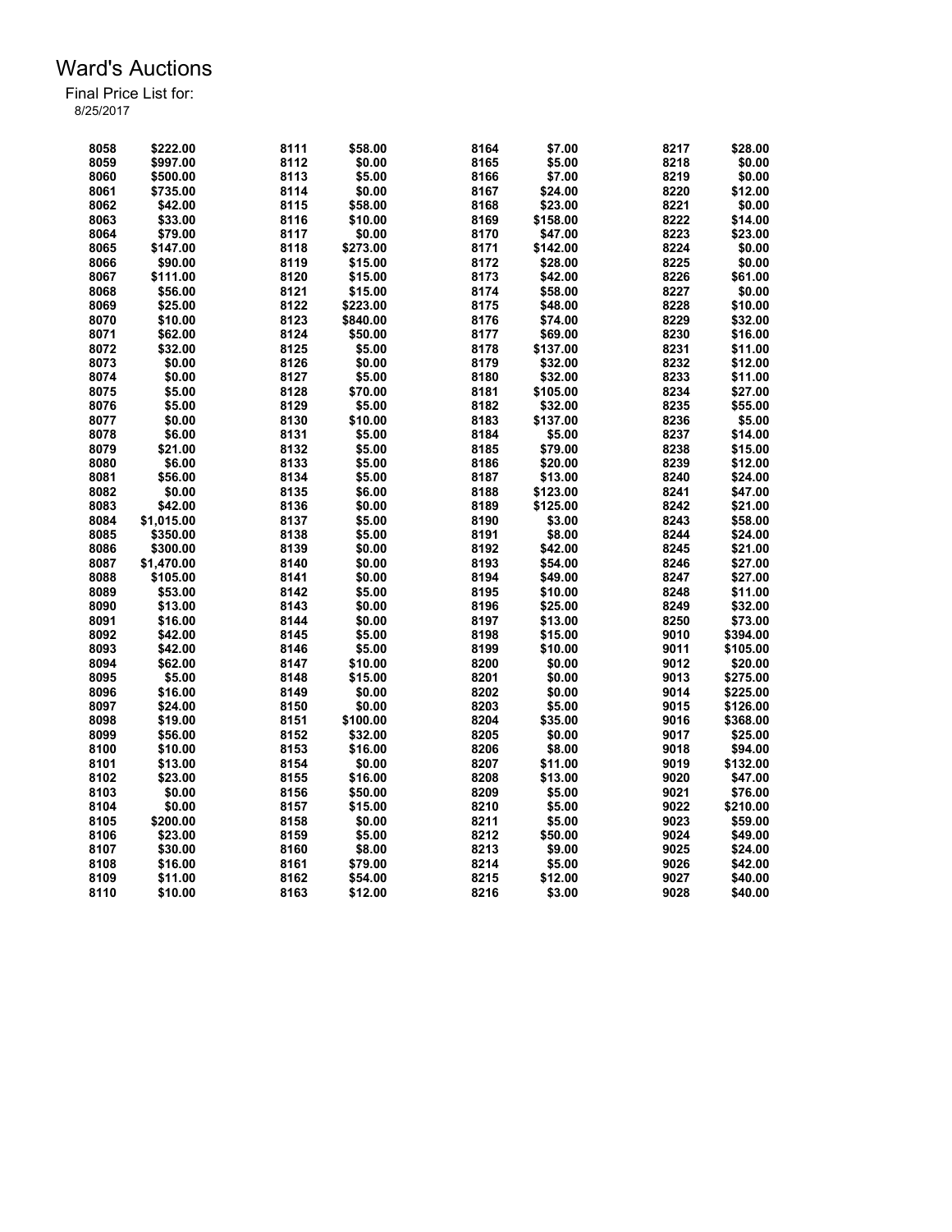# Ward's Auctions

Final Price List for:
8/25/2017

| Lot | Price | Lot | Price | Lot | Price | Lot | Price |
|---|---|---|---|---|---|---|---|
| 8058 | $222.00 | 8111 | $58.00 | 8164 | $7.00 | 8217 | $28.00 |
| 8059 | $997.00 | 8112 | $0.00 | 8165 | $5.00 | 8218 | $0.00 |
| 8060 | $500.00 | 8113 | $5.00 | 8166 | $7.00 | 8219 | $0.00 |
| 8061 | $735.00 | 8114 | $0.00 | 8167 | $24.00 | 8220 | $12.00 |
| 8062 | $42.00 | 8115 | $58.00 | 8168 | $23.00 | 8221 | $0.00 |
| 8063 | $33.00 | 8116 | $10.00 | 8169 | $158.00 | 8222 | $14.00 |
| 8064 | $79.00 | 8117 | $0.00 | 8170 | $47.00 | 8223 | $23.00 |
| 8065 | $147.00 | 8118 | $273.00 | 8171 | $142.00 | 8224 | $0.00 |
| 8066 | $90.00 | 8119 | $15.00 | 8172 | $28.00 | 8225 | $0.00 |
| 8067 | $111.00 | 8120 | $15.00 | 8173 | $42.00 | 8226 | $61.00 |
| 8068 | $56.00 | 8121 | $15.00 | 8174 | $58.00 | 8227 | $0.00 |
| 8069 | $25.00 | 8122 | $223.00 | 8175 | $48.00 | 8228 | $10.00 |
| 8070 | $10.00 | 8123 | $840.00 | 8176 | $74.00 | 8229 | $32.00 |
| 8071 | $62.00 | 8124 | $50.00 | 8177 | $69.00 | 8230 | $16.00 |
| 8072 | $32.00 | 8125 | $5.00 | 8178 | $137.00 | 8231 | $11.00 |
| 8073 | $0.00 | 8126 | $0.00 | 8179 | $32.00 | 8232 | $12.00 |
| 8074 | $0.00 | 8127 | $5.00 | 8180 | $32.00 | 8233 | $11.00 |
| 8075 | $5.00 | 8128 | $70.00 | 8181 | $105.00 | 8234 | $27.00 |
| 8076 | $5.00 | 8129 | $5.00 | 8182 | $32.00 | 8235 | $55.00 |
| 8077 | $0.00 | 8130 | $10.00 | 8183 | $137.00 | 8236 | $5.00 |
| 8078 | $6.00 | 8131 | $5.00 | 8184 | $5.00 | 8237 | $14.00 |
| 8079 | $21.00 | 8132 | $5.00 | 8185 | $79.00 | 8238 | $15.00 |
| 8080 | $6.00 | 8133 | $5.00 | 8186 | $20.00 | 8239 | $12.00 |
| 8081 | $56.00 | 8134 | $5.00 | 8187 | $13.00 | 8240 | $24.00 |
| 8082 | $0.00 | 8135 | $6.00 | 8188 | $123.00 | 8241 | $47.00 |
| 8083 | $42.00 | 8136 | $0.00 | 8189 | $125.00 | 8242 | $21.00 |
| 8084 | $1,015.00 | 8137 | $5.00 | 8190 | $3.00 | 8243 | $58.00 |
| 8085 | $350.00 | 8138 | $5.00 | 8191 | $8.00 | 8244 | $24.00 |
| 8086 | $300.00 | 8139 | $0.00 | 8192 | $42.00 | 8245 | $21.00 |
| 8087 | $1,470.00 | 8140 | $0.00 | 8193 | $54.00 | 8246 | $27.00 |
| 8088 | $105.00 | 8141 | $0.00 | 8194 | $49.00 | 8247 | $27.00 |
| 8089 | $53.00 | 8142 | $5.00 | 8195 | $10.00 | 8248 | $11.00 |
| 8090 | $13.00 | 8143 | $0.00 | 8196 | $25.00 | 8249 | $32.00 |
| 8091 | $16.00 | 8144 | $0.00 | 8197 | $13.00 | 8250 | $73.00 |
| 8092 | $42.00 | 8145 | $5.00 | 8198 | $15.00 | 9010 | $394.00 |
| 8093 | $42.00 | 8146 | $5.00 | 8199 | $10.00 | 9011 | $105.00 |
| 8094 | $62.00 | 8147 | $10.00 | 8200 | $0.00 | 9012 | $20.00 |
| 8095 | $5.00 | 8148 | $15.00 | 8201 | $0.00 | 9013 | $275.00 |
| 8096 | $16.00 | 8149 | $0.00 | 8202 | $0.00 | 9014 | $225.00 |
| 8097 | $24.00 | 8150 | $0.00 | 8203 | $5.00 | 9015 | $126.00 |
| 8098 | $19.00 | 8151 | $100.00 | 8204 | $35.00 | 9016 | $368.00 |
| 8099 | $56.00 | 8152 | $32.00 | 8205 | $0.00 | 9017 | $25.00 |
| 8100 | $10.00 | 8153 | $16.00 | 8206 | $8.00 | 9018 | $94.00 |
| 8101 | $13.00 | 8154 | $0.00 | 8207 | $11.00 | 9019 | $132.00 |
| 8102 | $23.00 | 8155 | $16.00 | 8208 | $13.00 | 9020 | $47.00 |
| 8103 | $0.00 | 8156 | $50.00 | 8209 | $5.00 | 9021 | $76.00 |
| 8104 | $0.00 | 8157 | $15.00 | 8210 | $5.00 | 9022 | $210.00 |
| 8105 | $200.00 | 8158 | $0.00 | 8211 | $5.00 | 9023 | $59.00 |
| 8106 | $23.00 | 8159 | $5.00 | 8212 | $50.00 | 9024 | $49.00 |
| 8107 | $30.00 | 8160 | $8.00 | 8213 | $9.00 | 9025 | $24.00 |
| 8108 | $16.00 | 8161 | $79.00 | 8214 | $5.00 | 9026 | $42.00 |
| 8109 | $11.00 | 8162 | $54.00 | 8215 | $12.00 | 9027 | $40.00 |
| 8110 | $10.00 | 8163 | $12.00 | 8216 | $3.00 | 9028 | $40.00 |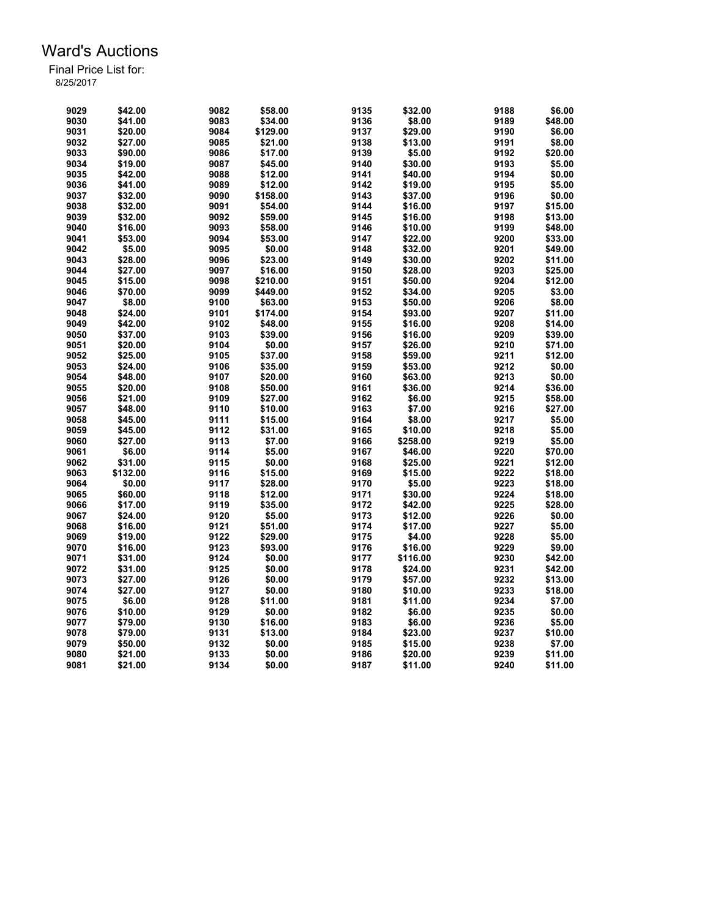# Ward's Auctions

Final Price List for:
8/25/2017

| Lot | Price | Lot | Price | Lot | Price | Lot | Price |
|---|---|---|---|---|---|---|---|
| 9029 | $42.00 | 9082 | $58.00 | 9135 | $32.00 | 9188 | $6.00 |
| 9030 | $41.00 | 9083 | $34.00 | 9136 | $8.00 | 9189 | $48.00 |
| 9031 | $20.00 | 9084 | $129.00 | 9137 | $29.00 | 9190 | $6.00 |
| 9032 | $27.00 | 9085 | $21.00 | 9138 | $13.00 | 9191 | $8.00 |
| 9033 | $90.00 | 9086 | $17.00 | 9139 | $5.00 | 9192 | $20.00 |
| 9034 | $19.00 | 9087 | $45.00 | 9140 | $30.00 | 9193 | $5.00 |
| 9035 | $42.00 | 9088 | $12.00 | 9141 | $40.00 | 9194 | $0.00 |
| 9036 | $41.00 | 9089 | $12.00 | 9142 | $19.00 | 9195 | $5.00 |
| 9037 | $32.00 | 9090 | $158.00 | 9143 | $37.00 | 9196 | $0.00 |
| 9038 | $32.00 | 9091 | $54.00 | 9144 | $16.00 | 9197 | $15.00 |
| 9039 | $32.00 | 9092 | $59.00 | 9145 | $16.00 | 9198 | $13.00 |
| 9040 | $16.00 | 9093 | $58.00 | 9146 | $10.00 | 9199 | $48.00 |
| 9041 | $53.00 | 9094 | $53.00 | 9147 | $22.00 | 9200 | $33.00 |
| 9042 | $5.00 | 9095 | $0.00 | 9148 | $32.00 | 9201 | $49.00 |
| 9043 | $28.00 | 9096 | $23.00 | 9149 | $30.00 | 9202 | $11.00 |
| 9044 | $27.00 | 9097 | $16.00 | 9150 | $28.00 | 9203 | $25.00 |
| 9045 | $15.00 | 9098 | $210.00 | 9151 | $50.00 | 9204 | $12.00 |
| 9046 | $70.00 | 9099 | $449.00 | 9152 | $34.00 | 9205 | $3.00 |
| 9047 | $8.00 | 9100 | $63.00 | 9153 | $50.00 | 9206 | $8.00 |
| 9048 | $24.00 | 9101 | $174.00 | 9154 | $93.00 | 9207 | $11.00 |
| 9049 | $42.00 | 9102 | $48.00 | 9155 | $16.00 | 9208 | $14.00 |
| 9050 | $37.00 | 9103 | $39.00 | 9156 | $16.00 | 9209 | $39.00 |
| 9051 | $20.00 | 9104 | $0.00 | 9157 | $26.00 | 9210 | $71.00 |
| 9052 | $25.00 | 9105 | $37.00 | 9158 | $59.00 | 9211 | $12.00 |
| 9053 | $24.00 | 9106 | $35.00 | 9159 | $53.00 | 9212 | $0.00 |
| 9054 | $48.00 | 9107 | $20.00 | 9160 | $63.00 | 9213 | $0.00 |
| 9055 | $20.00 | 9108 | $50.00 | 9161 | $36.00 | 9214 | $36.00 |
| 9056 | $21.00 | 9109 | $27.00 | 9162 | $6.00 | 9215 | $58.00 |
| 9057 | $48.00 | 9110 | $10.00 | 9163 | $7.00 | 9216 | $27.00 |
| 9058 | $45.00 | 9111 | $15.00 | 9164 | $8.00 | 9217 | $5.00 |
| 9059 | $45.00 | 9112 | $31.00 | 9165 | $10.00 | 9218 | $5.00 |
| 9060 | $27.00 | 9113 | $7.00 | 9166 | $258.00 | 9219 | $5.00 |
| 9061 | $6.00 | 9114 | $5.00 | 9167 | $46.00 | 9220 | $70.00 |
| 9062 | $31.00 | 9115 | $0.00 | 9168 | $25.00 | 9221 | $12.00 |
| 9063 | $132.00 | 9116 | $15.00 | 9169 | $15.00 | 9222 | $18.00 |
| 9064 | $0.00 | 9117 | $28.00 | 9170 | $5.00 | 9223 | $18.00 |
| 9065 | $60.00 | 9118 | $12.00 | 9171 | $30.00 | 9224 | $18.00 |
| 9066 | $17.00 | 9119 | $35.00 | 9172 | $42.00 | 9225 | $28.00 |
| 9067 | $24.00 | 9120 | $5.00 | 9173 | $12.00 | 9226 | $0.00 |
| 9068 | $16.00 | 9121 | $51.00 | 9174 | $17.00 | 9227 | $5.00 |
| 9069 | $19.00 | 9122 | $29.00 | 9175 | $4.00 | 9228 | $5.00 |
| 9070 | $16.00 | 9123 | $93.00 | 9176 | $16.00 | 9229 | $9.00 |
| 9071 | $31.00 | 9124 | $0.00 | 9177 | $116.00 | 9230 | $42.00 |
| 9072 | $31.00 | 9125 | $0.00 | 9178 | $24.00 | 9231 | $42.00 |
| 9073 | $27.00 | 9126 | $0.00 | 9179 | $57.00 | 9232 | $13.00 |
| 9074 | $27.00 | 9127 | $0.00 | 9180 | $10.00 | 9233 | $18.00 |
| 9075 | $6.00 | 9128 | $11.00 | 9181 | $11.00 | 9234 | $7.00 |
| 9076 | $10.00 | 9129 | $0.00 | 9182 | $6.00 | 9235 | $0.00 |
| 9077 | $79.00 | 9130 | $16.00 | 9183 | $6.00 | 9236 | $5.00 |
| 9078 | $79.00 | 9131 | $13.00 | 9184 | $23.00 | 9237 | $10.00 |
| 9079 | $50.00 | 9132 | $0.00 | 9185 | $15.00 | 9238 | $7.00 |
| 9080 | $21.00 | 9133 | $0.00 | 9186 | $20.00 | 9239 | $11.00 |
| 9081 | $21.00 | 9134 | $0.00 | 9187 | $11.00 | 9240 | $11.00 |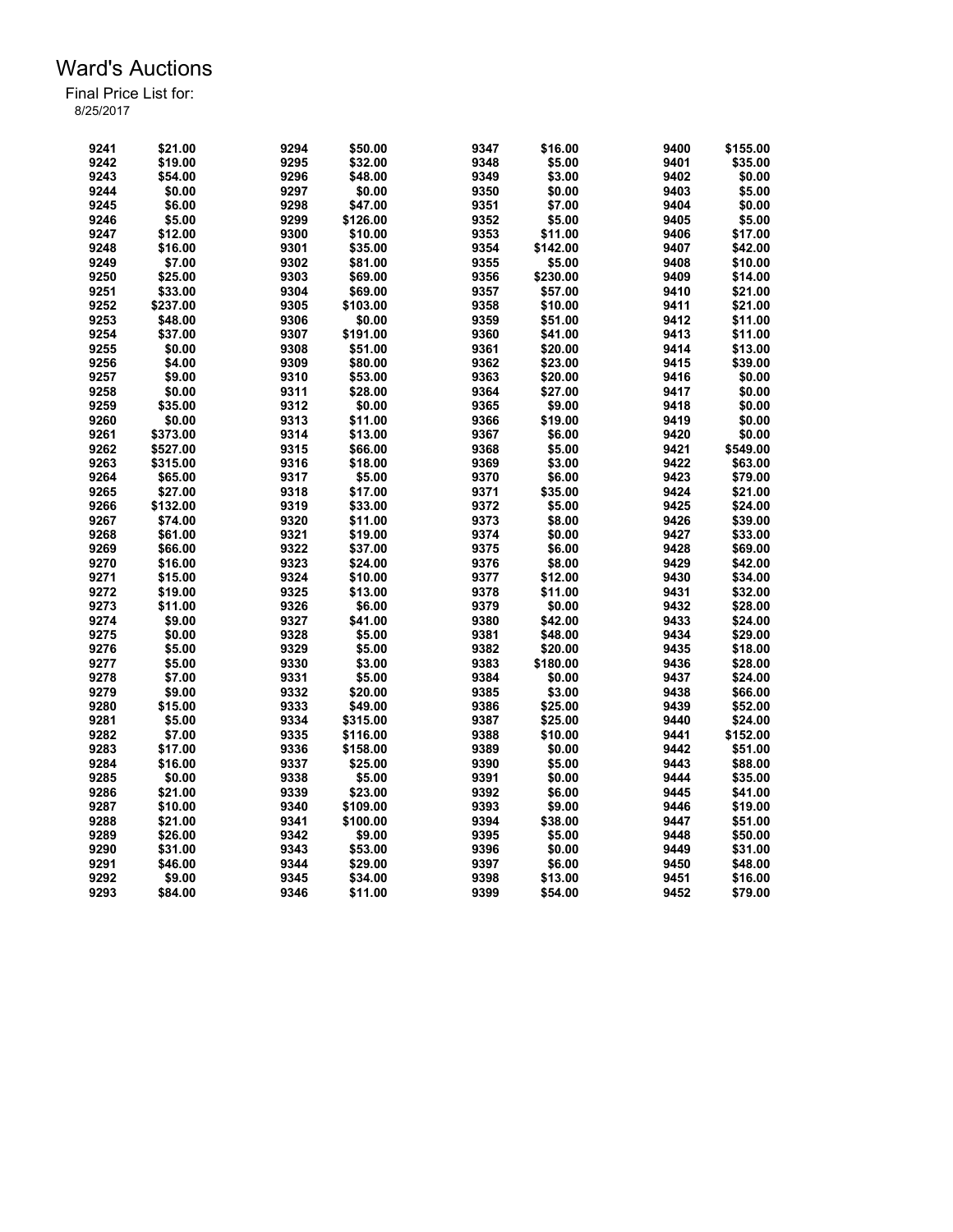# Ward's Auctions

Final Price List for:
8/25/2017

| Lot | Price | Lot | Price | Lot | Price | Lot | Price |
|---|---|---|---|---|---|---|---|
| 9241 | $21.00 | 9294 | $50.00 | 9347 | $16.00 | 9400 | $155.00 |
| 9242 | $19.00 | 9295 | $32.00 | 9348 | $5.00 | 9401 | $35.00 |
| 9243 | $54.00 | 9296 | $48.00 | 9349 | $3.00 | 9402 | $0.00 |
| 9244 | $0.00 | 9297 | $0.00 | 9350 | $0.00 | 9403 | $5.00 |
| 9245 | $6.00 | 9298 | $47.00 | 9351 | $7.00 | 9404 | $0.00 |
| 9246 | $5.00 | 9299 | $126.00 | 9352 | $5.00 | 9405 | $5.00 |
| 9247 | $12.00 | 9300 | $10.00 | 9353 | $11.00 | 9406 | $17.00 |
| 9248 | $16.00 | 9301 | $35.00 | 9354 | $142.00 | 9407 | $42.00 |
| 9249 | $7.00 | 9302 | $81.00 | 9355 | $5.00 | 9408 | $10.00 |
| 9250 | $25.00 | 9303 | $69.00 | 9356 | $230.00 | 9409 | $14.00 |
| 9251 | $33.00 | 9304 | $69.00 | 9357 | $57.00 | 9410 | $21.00 |
| 9252 | $237.00 | 9305 | $103.00 | 9358 | $10.00 | 9411 | $21.00 |
| 9253 | $48.00 | 9306 | $0.00 | 9359 | $51.00 | 9412 | $11.00 |
| 9254 | $37.00 | 9307 | $191.00 | 9360 | $41.00 | 9413 | $11.00 |
| 9255 | $0.00 | 9308 | $51.00 | 9361 | $20.00 | 9414 | $13.00 |
| 9256 | $4.00 | 9309 | $80.00 | 9362 | $23.00 | 9415 | $39.00 |
| 9257 | $9.00 | 9310 | $53.00 | 9363 | $20.00 | 9416 | $0.00 |
| 9258 | $0.00 | 9311 | $28.00 | 9364 | $27.00 | 9417 | $0.00 |
| 9259 | $35.00 | 9312 | $0.00 | 9365 | $9.00 | 9418 | $0.00 |
| 9260 | $0.00 | 9313 | $11.00 | 9366 | $19.00 | 9419 | $0.00 |
| 9261 | $373.00 | 9314 | $13.00 | 9367 | $6.00 | 9420 | $0.00 |
| 9262 | $527.00 | 9315 | $66.00 | 9368 | $5.00 | 9421 | $549.00 |
| 9263 | $315.00 | 9316 | $18.00 | 9369 | $3.00 | 9422 | $63.00 |
| 9264 | $65.00 | 9317 | $5.00 | 9370 | $6.00 | 9423 | $79.00 |
| 9265 | $27.00 | 9318 | $17.00 | 9371 | $35.00 | 9424 | $21.00 |
| 9266 | $132.00 | 9319 | $33.00 | 9372 | $5.00 | 9425 | $24.00 |
| 9267 | $74.00 | 9320 | $11.00 | 9373 | $8.00 | 9426 | $39.00 |
| 9268 | $61.00 | 9321 | $19.00 | 9374 | $0.00 | 9427 | $33.00 |
| 9269 | $66.00 | 9322 | $37.00 | 9375 | $6.00 | 9428 | $69.00 |
| 9270 | $16.00 | 9323 | $24.00 | 9376 | $8.00 | 9429 | $42.00 |
| 9271 | $15.00 | 9324 | $10.00 | 9377 | $12.00 | 9430 | $34.00 |
| 9272 | $19.00 | 9325 | $13.00 | 9378 | $11.00 | 9431 | $32.00 |
| 9273 | $11.00 | 9326 | $6.00 | 9379 | $0.00 | 9432 | $28.00 |
| 9274 | $9.00 | 9327 | $41.00 | 9380 | $42.00 | 9433 | $24.00 |
| 9275 | $0.00 | 9328 | $5.00 | 9381 | $48.00 | 9434 | $29.00 |
| 9276 | $5.00 | 9329 | $5.00 | 9382 | $20.00 | 9435 | $18.00 |
| 9277 | $5.00 | 9330 | $3.00 | 9383 | $180.00 | 9436 | $28.00 |
| 9278 | $7.00 | 9331 | $5.00 | 9384 | $0.00 | 9437 | $24.00 |
| 9279 | $9.00 | 9332 | $20.00 | 9385 | $3.00 | 9438 | $66.00 |
| 9280 | $15.00 | 9333 | $49.00 | 9386 | $25.00 | 9439 | $52.00 |
| 9281 | $5.00 | 9334 | $315.00 | 9387 | $25.00 | 9440 | $24.00 |
| 9282 | $7.00 | 9335 | $116.00 | 9388 | $10.00 | 9441 | $152.00 |
| 9283 | $17.00 | 9336 | $158.00 | 9389 | $0.00 | 9442 | $51.00 |
| 9284 | $16.00 | 9337 | $25.00 | 9390 | $5.00 | 9443 | $88.00 |
| 9285 | $0.00 | 9338 | $5.00 | 9391 | $0.00 | 9444 | $35.00 |
| 9286 | $21.00 | 9339 | $23.00 | 9392 | $6.00 | 9445 | $41.00 |
| 9287 | $10.00 | 9340 | $109.00 | 9393 | $9.00 | 9446 | $19.00 |
| 9288 | $21.00 | 9341 | $100.00 | 9394 | $38.00 | 9447 | $51.00 |
| 9289 | $26.00 | 9342 | $9.00 | 9395 | $5.00 | 9448 | $50.00 |
| 9290 | $31.00 | 9343 | $53.00 | 9396 | $0.00 | 9449 | $31.00 |
| 9291 | $46.00 | 9344 | $29.00 | 9397 | $6.00 | 9450 | $48.00 |
| 9292 | $9.00 | 9345 | $34.00 | 9398 | $13.00 | 9451 | $16.00 |
| 9293 | $84.00 | 9346 | $11.00 | 9399 | $54.00 | 9452 | $79.00 |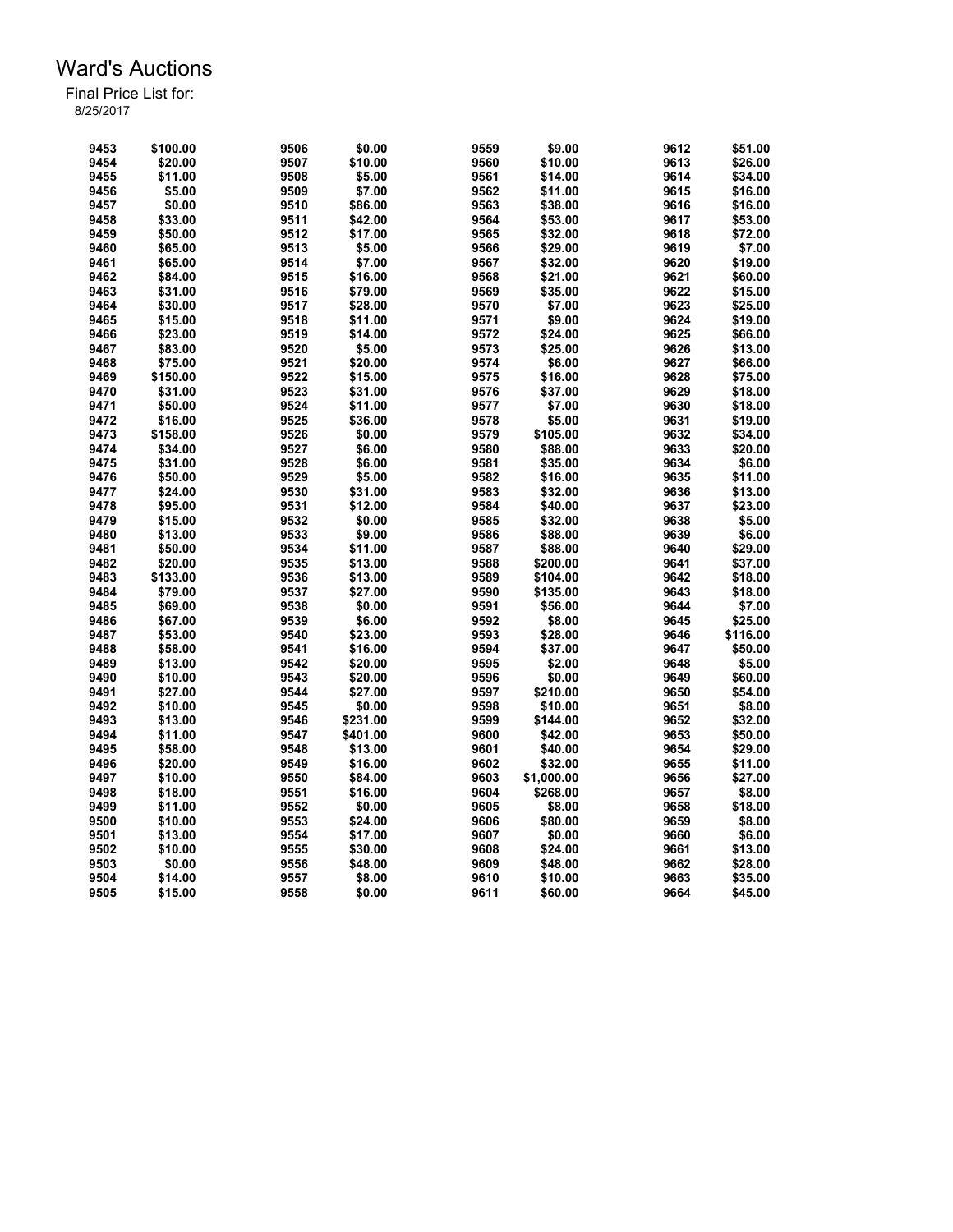# Ward's Auctions

Final Price List for:
8/25/2017

| Lot | Price | Lot | Price | Lot | Price | Lot | Price |
|---|---|---|---|---|---|---|---|
| 9453 | $100.00 | 9506 | $0.00 | 9559 | $9.00 | 9612 | $51.00 |
| 9454 | $20.00 | 9507 | $10.00 | 9560 | $10.00 | 9613 | $26.00 |
| 9455 | $11.00 | 9508 | $5.00 | 9561 | $14.00 | 9614 | $34.00 |
| 9456 | $5.00 | 9509 | $7.00 | 9562 | $11.00 | 9615 | $16.00 |
| 9457 | $0.00 | 9510 | $86.00 | 9563 | $38.00 | 9616 | $16.00 |
| 9458 | $33.00 | 9511 | $42.00 | 9564 | $53.00 | 9617 | $53.00 |
| 9459 | $50.00 | 9512 | $17.00 | 9565 | $32.00 | 9618 | $72.00 |
| 9460 | $65.00 | 9513 | $5.00 | 9566 | $29.00 | 9619 | $7.00 |
| 9461 | $65.00 | 9514 | $7.00 | 9567 | $32.00 | 9620 | $19.00 |
| 9462 | $84.00 | 9515 | $16.00 | 9568 | $21.00 | 9621 | $60.00 |
| 9463 | $31.00 | 9516 | $79.00 | 9569 | $35.00 | 9622 | $15.00 |
| 9464 | $30.00 | 9517 | $28.00 | 9570 | $7.00 | 9623 | $25.00 |
| 9465 | $15.00 | 9518 | $11.00 | 9571 | $9.00 | 9624 | $19.00 |
| 9466 | $23.00 | 9519 | $14.00 | 9572 | $24.00 | 9625 | $66.00 |
| 9467 | $83.00 | 9520 | $5.00 | 9573 | $25.00 | 9626 | $13.00 |
| 9468 | $75.00 | 9521 | $20.00 | 9574 | $6.00 | 9627 | $66.00 |
| 9469 | $150.00 | 9522 | $15.00 | 9575 | $16.00 | 9628 | $75.00 |
| 9470 | $31.00 | 9523 | $31.00 | 9576 | $37.00 | 9629 | $18.00 |
| 9471 | $50.00 | 9524 | $11.00 | 9577 | $7.00 | 9630 | $18.00 |
| 9472 | $16.00 | 9525 | $36.00 | 9578 | $5.00 | 9631 | $19.00 |
| 9473 | $158.00 | 9526 | $0.00 | 9579 | $105.00 | 9632 | $34.00 |
| 9474 | $34.00 | 9527 | $6.00 | 9580 | $88.00 | 9633 | $20.00 |
| 9475 | $31.00 | 9528 | $6.00 | 9581 | $35.00 | 9634 | $6.00 |
| 9476 | $50.00 | 9529 | $5.00 | 9582 | $16.00 | 9635 | $11.00 |
| 9477 | $24.00 | 9530 | $31.00 | 9583 | $32.00 | 9636 | $13.00 |
| 9478 | $95.00 | 9531 | $12.00 | 9584 | $40.00 | 9637 | $23.00 |
| 9479 | $15.00 | 9532 | $0.00 | 9585 | $32.00 | 9638 | $5.00 |
| 9480 | $13.00 | 9533 | $9.00 | 9586 | $88.00 | 9639 | $6.00 |
| 9481 | $50.00 | 9534 | $11.00 | 9587 | $88.00 | 9640 | $29.00 |
| 9482 | $20.00 | 9535 | $13.00 | 9588 | $200.00 | 9641 | $37.00 |
| 9483 | $133.00 | 9536 | $13.00 | 9589 | $104.00 | 9642 | $18.00 |
| 9484 | $79.00 | 9537 | $27.00 | 9590 | $135.00 | 9643 | $18.00 |
| 9485 | $69.00 | 9538 | $0.00 | 9591 | $56.00 | 9644 | $7.00 |
| 9486 | $67.00 | 9539 | $6.00 | 9592 | $8.00 | 9645 | $25.00 |
| 9487 | $53.00 | 9540 | $23.00 | 9593 | $28.00 | 9646 | $116.00 |
| 9488 | $58.00 | 9541 | $16.00 | 9594 | $37.00 | 9647 | $50.00 |
| 9489 | $13.00 | 9542 | $20.00 | 9595 | $2.00 | 9648 | $5.00 |
| 9490 | $10.00 | 9543 | $20.00 | 9596 | $0.00 | 9649 | $60.00 |
| 9491 | $27.00 | 9544 | $27.00 | 9597 | $210.00 | 9650 | $54.00 |
| 9492 | $10.00 | 9545 | $0.00 | 9598 | $10.00 | 9651 | $8.00 |
| 9493 | $13.00 | 9546 | $231.00 | 9599 | $144.00 | 9652 | $32.00 |
| 9494 | $11.00 | 9547 | $401.00 | 9600 | $42.00 | 9653 | $50.00 |
| 9495 | $58.00 | 9548 | $13.00 | 9601 | $40.00 | 9654 | $29.00 |
| 9496 | $20.00 | 9549 | $16.00 | 9602 | $32.00 | 9655 | $11.00 |
| 9497 | $10.00 | 9550 | $84.00 | 9603 | $1,000.00 | 9656 | $27.00 |
| 9498 | $18.00 | 9551 | $16.00 | 9604 | $268.00 | 9657 | $8.00 |
| 9499 | $11.00 | 9552 | $0.00 | 9605 | $8.00 | 9658 | $18.00 |
| 9500 | $10.00 | 9553 | $24.00 | 9606 | $80.00 | 9659 | $8.00 |
| 9501 | $13.00 | 9554 | $17.00 | 9607 | $0.00 | 9660 | $6.00 |
| 9502 | $10.00 | 9555 | $30.00 | 9608 | $24.00 | 9661 | $13.00 |
| 9503 | $0.00 | 9556 | $48.00 | 9609 | $48.00 | 9662 | $28.00 |
| 9504 | $14.00 | 9557 | $8.00 | 9610 | $10.00 | 9663 | $35.00 |
| 9505 | $15.00 | 9558 | $0.00 | 9611 | $60.00 | 9664 | $45.00 |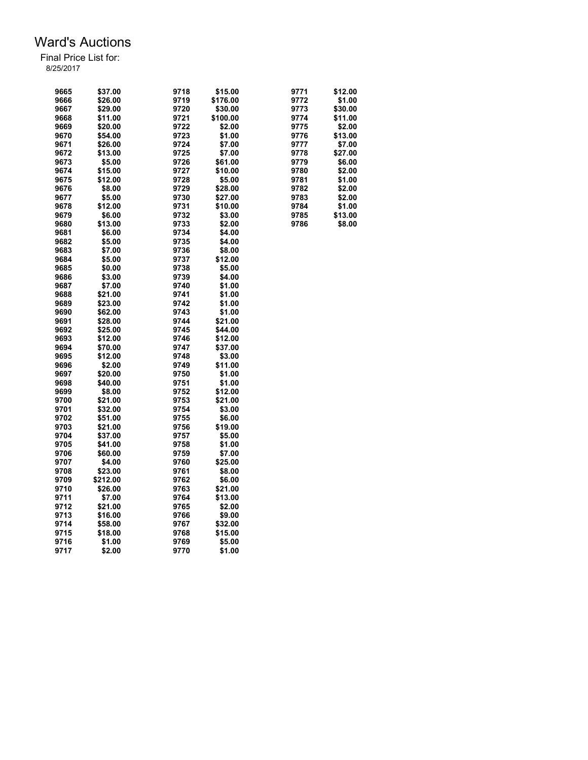# Ward's Auctions

Final Price List for:
8/25/2017

| | | | | | |
|---|---|---|---|---|---|
| 9665 | $37.00 | 9718 | $15.00 | 9771 | $12.00 |
| 9666 | $26.00 | 9719 | $176.00 | 9772 | $1.00 |
| 9667 | $29.00 | 9720 | $30.00 | 9773 | $30.00 |
| 9668 | $11.00 | 9721 | $100.00 | 9774 | $11.00 |
| 9669 | $20.00 | 9722 | $2.00 | 9775 | $2.00 |
| 9670 | $54.00 | 9723 | $1.00 | 9776 | $13.00 |
| 9671 | $26.00 | 9724 | $7.00 | 9777 | $7.00 |
| 9672 | $13.00 | 9725 | $7.00 | 9778 | $27.00 |
| 9673 | $5.00 | 9726 | $61.00 | 9779 | $6.00 |
| 9674 | $15.00 | 9727 | $10.00 | 9780 | $2.00 |
| 9675 | $12.00 | 9728 | $5.00 | 9781 | $1.00 |
| 9676 | $8.00 | 9729 | $28.00 | 9782 | $2.00 |
| 9677 | $5.00 | 9730 | $27.00 | 9783 | $2.00 |
| 9678 | $12.00 | 9731 | $10.00 | 9784 | $1.00 |
| 9679 | $6.00 | 9732 | $3.00 | 9785 | $13.00 |
| 9680 | $13.00 | 9733 | $2.00 | 9786 | $8.00 |
| 9681 | $6.00 | 9734 | $4.00 | | |
| 9682 | $5.00 | 9735 | $4.00 | | |
| 9683 | $7.00 | 9736 | $8.00 | | |
| 9684 | $5.00 | 9737 | $12.00 | | |
| 9685 | $0.00 | 9738 | $5.00 | | |
| 9686 | $3.00 | 9739 | $4.00 | | |
| 9687 | $7.00 | 9740 | $1.00 | | |
| 9688 | $21.00 | 9741 | $1.00 | | |
| 9689 | $23.00 | 9742 | $1.00 | | |
| 9690 | $62.00 | 9743 | $1.00 | | |
| 9691 | $28.00 | 9744 | $21.00 | | |
| 9692 | $25.00 | 9745 | $44.00 | | |
| 9693 | $12.00 | 9746 | $12.00 | | |
| 9694 | $70.00 | 9747 | $37.00 | | |
| 9695 | $12.00 | 9748 | $3.00 | | |
| 9696 | $2.00 | 9749 | $11.00 | | |
| 9697 | $20.00 | 9750 | $1.00 | | |
| 9698 | $40.00 | 9751 | $1.00 | | |
| 9699 | $8.00 | 9752 | $12.00 | | |
| 9700 | $21.00 | 9753 | $21.00 | | |
| 9701 | $32.00 | 9754 | $3.00 | | |
| 9702 | $51.00 | 9755 | $6.00 | | |
| 9703 | $21.00 | 9756 | $19.00 | | |
| 9704 | $37.00 | 9757 | $5.00 | | |
| 9705 | $41.00 | 9758 | $1.00 | | |
| 9706 | $60.00 | 9759 | $7.00 | | |
| 9707 | $4.00 | 9760 | $25.00 | | |
| 9708 | $23.00 | 9761 | $8.00 | | |
| 9709 | $212.00 | 9762 | $6.00 | | |
| 9710 | $26.00 | 9763 | $21.00 | | |
| 9711 | $7.00 | 9764 | $13.00 | | |
| 9712 | $21.00 | 9765 | $2.00 | | |
| 9713 | $16.00 | 9766 | $9.00 | | |
| 9714 | $58.00 | 9767 | $32.00 | | |
| 9715 | $18.00 | 9768 | $15.00 | | |
| 9716 | $1.00 | 9769 | $5.00 | | |
| 9717 | $2.00 | 9770 | $1.00 | | |